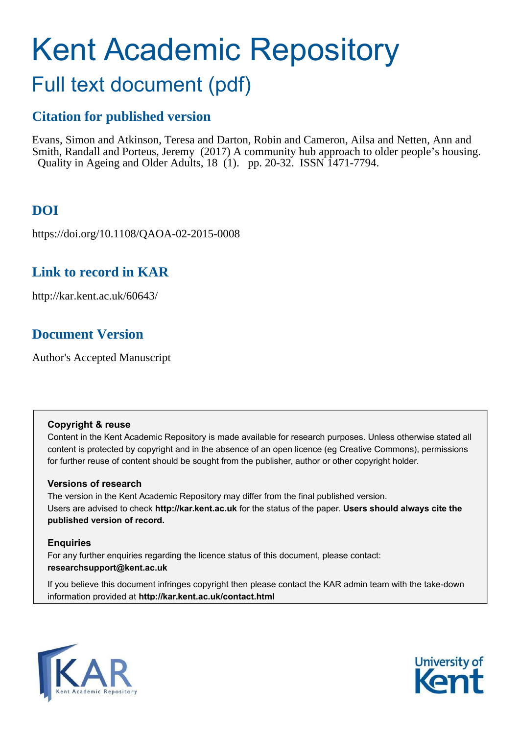# Kent Academic Repository

## Full text document (pdf)

### Citation for published version

Evans, Simon and Atkinson, Teresa and Darton, Robin and Cameron, Ailsa and Netten, Ann and Smith, Randall and Porteus, Jeremy (2017) A community hub approach to older people's housing. Quality in Ageing and Older Adults, 18 (1). pp. 20-32. ISSN 1471-7794.

### DOI

https://doi.org/10.1108/QAOA-02-2015-0008

### Link to record in KAR

http://kar.kent.ac.uk/60643/

### Document Version

Author's Accepted Manuscript

**Copyright & reuse**

Content in the Kent Academic Repository is made available for research purposes. Unless otherwise stated all content is protected by copyright and in the absence of an open licence (eg Creative Commons), permissions for further reuse of content should be sought from the publisher, author or other copyright holder.

**Versions of research**

The version in the Kent Academic Repository may differ from the final published version. Users are advised to check **http://kar.kent.ac.uk** for the status of the paper. **Users should always cite the published version of record.**

**Enquiries**

For any further enquiries regarding the licence status of this document, please contact: **researchsupport@kent.ac.uk**

If you believe this document infringes copyright then please contact the KAR admin team with the take-down information provided at **http://kar.kent.ac.uk/contact.html**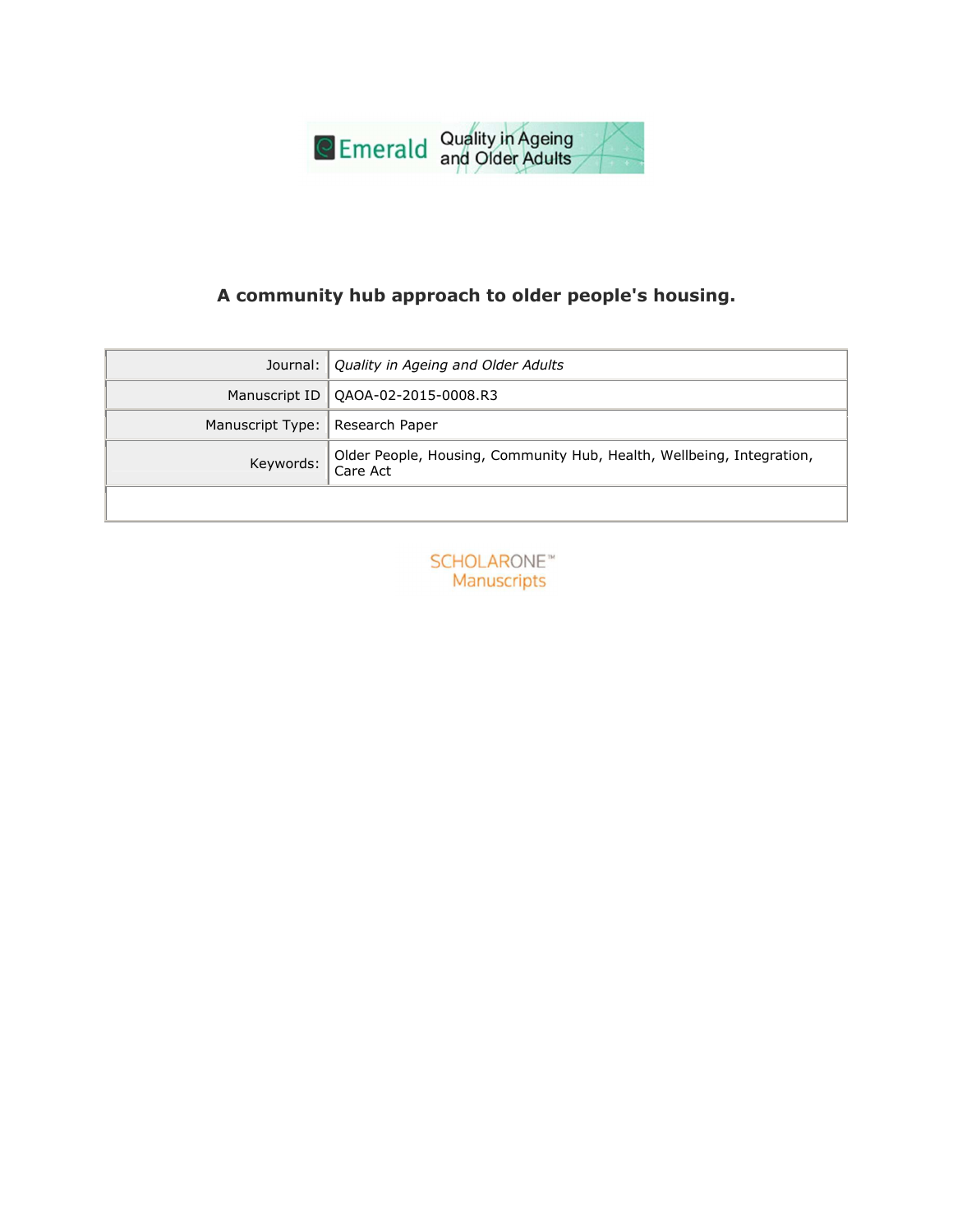# A community hub approach to older people's housing.

| Journal: | *Quality in Ageing and Older Adults* |
|---|---|
| Manuscript ID | QAOA-02-2015-0008.R3 |
| Manuscript Type: | Research Paper |
| Keywords: | Older People, Housing, Community Hub, Health, Wellbeing, Integration, Care Act |
| | |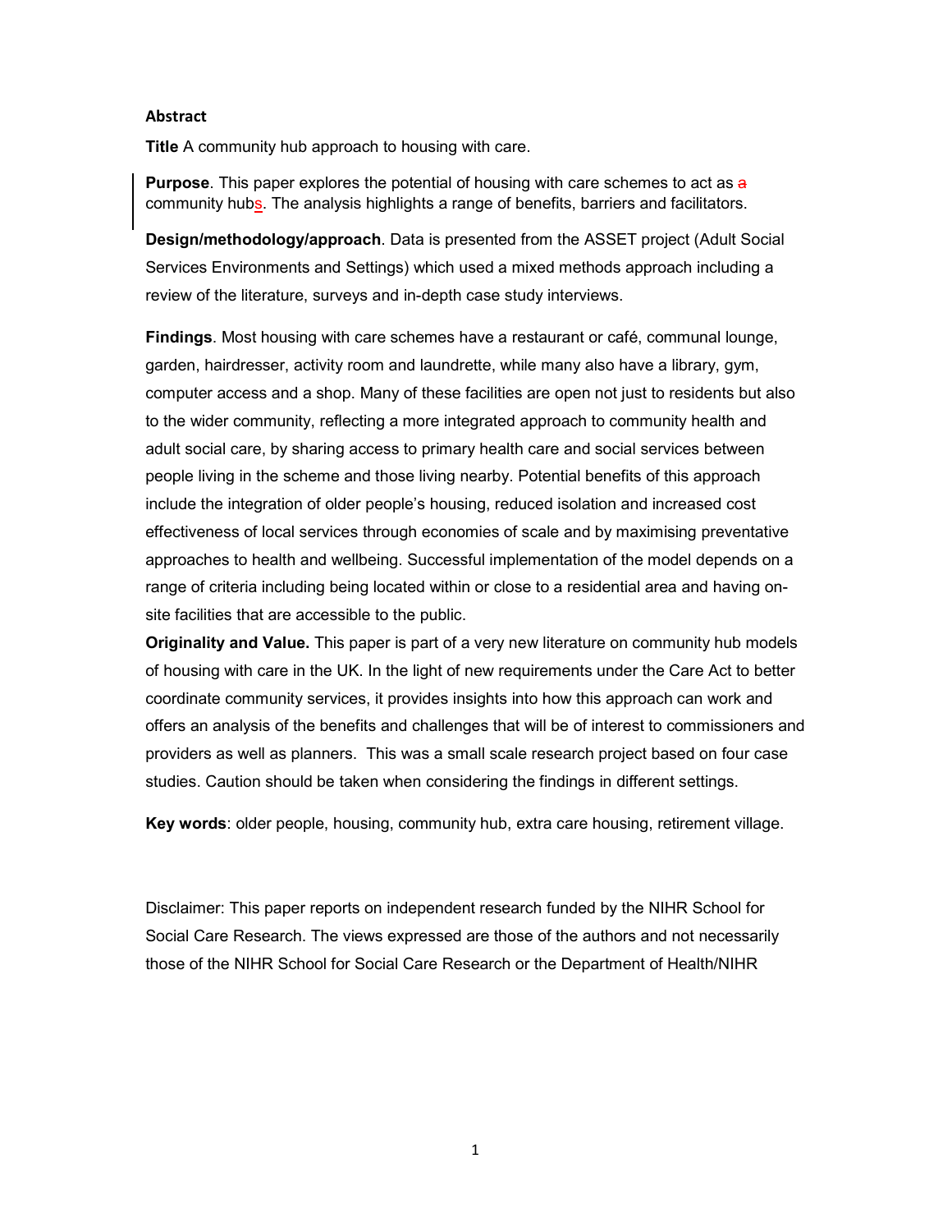## Abstract

**Title** A community hub approach to housing with care.

**Purpose**. This paper explores the potential of housing with care schemes to act as ~~a~~ community hubs. The analysis highlights a range of benefits, barriers and facilitators.

**Design/methodology/approach**. Data is presented from the ASSET project (Adult Social Services Environments and Settings) which used a mixed methods approach including a review of the literature, surveys and in-depth case study interviews.

**Findings**. Most housing with care schemes have a restaurant or café, communal lounge, garden, hairdresser, activity room and laundrette, while many also have a library, gym, computer access and a shop. Many of these facilities are open not just to residents but also to the wider community, reflecting a more integrated approach to community health and adult social care, by sharing access to primary health care and social services between people living in the scheme and those living nearby. Potential benefits of this approach include the integration of older people's housing, reduced isolation and increased cost effectiveness of local services through economies of scale and by maximising preventative approaches to health and wellbeing. Successful implementation of the model depends on a range of criteria including being located within or close to a residential area and having on-site facilities that are accessible to the public.

**Originality and Value.** This paper is part of a very new literature on community hub models of housing with care in the UK. In the light of new requirements under the Care Act to better coordinate community services, it provides insights into how this approach can work and offers an analysis of the benefits and challenges that will be of interest to commissioners and providers as well as planners. This was a small scale research project based on four case studies. Caution should be taken when considering the findings in different settings.

**Key words**: older people, housing, community hub, extra care housing, retirement village.

Disclaimer: This paper reports on independent research funded by the NIHR School for Social Care Research. The views expressed are those of the authors and not necessarily those of the NIHR School for Social Care Research or the Department of Health/NIHR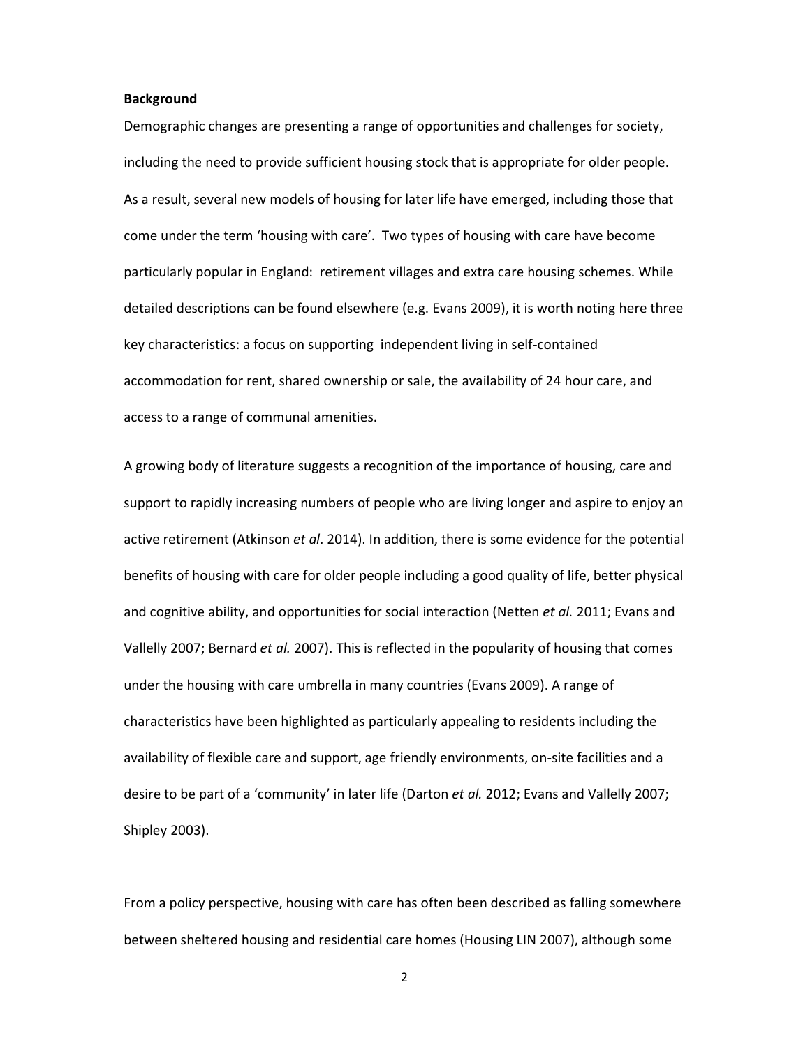**Background**

Demographic changes are presenting a range of opportunities and challenges for society, including the need to provide sufficient housing stock that is appropriate for older people. As a result, several new models of housing for later life have emerged, including those that come under the term 'housing with care'. Two types of housing with care have become particularly popular in England: retirement villages and extra care housing schemes. While detailed descriptions can be found elsewhere (e.g. Evans 2009), it is worth noting here three key characteristics: a focus on supporting independent living in self-contained accommodation for rent, shared ownership or sale, the availability of 24 hour care, and access to a range of communal amenities.

A growing body of literature suggests a recognition of the importance of housing, care and support to rapidly increasing numbers of people who are living longer and aspire to enjoy an active retirement (Atkinson *et al*. 2014). In addition, there is some evidence for the potential benefits of housing with care for older people including a good quality of life, better physical and cognitive ability, and opportunities for social interaction (Netten *et al.* 2011; Evans and Vallelly 2007; Bernard *et al.* 2007). This is reflected in the popularity of housing that comes under the housing with care umbrella in many countries (Evans 2009). A range of characteristics have been highlighted as particularly appealing to residents including the availability of flexible care and support, age friendly environments, on-site facilities and a desire to be part of a 'community' in later life (Darton *et al.* 2012; Evans and Vallelly 2007; Shipley 2003).

From a policy perspective, housing with care has often been described as falling somewhere between sheltered housing and residential care homes (Housing LIN 2007), although some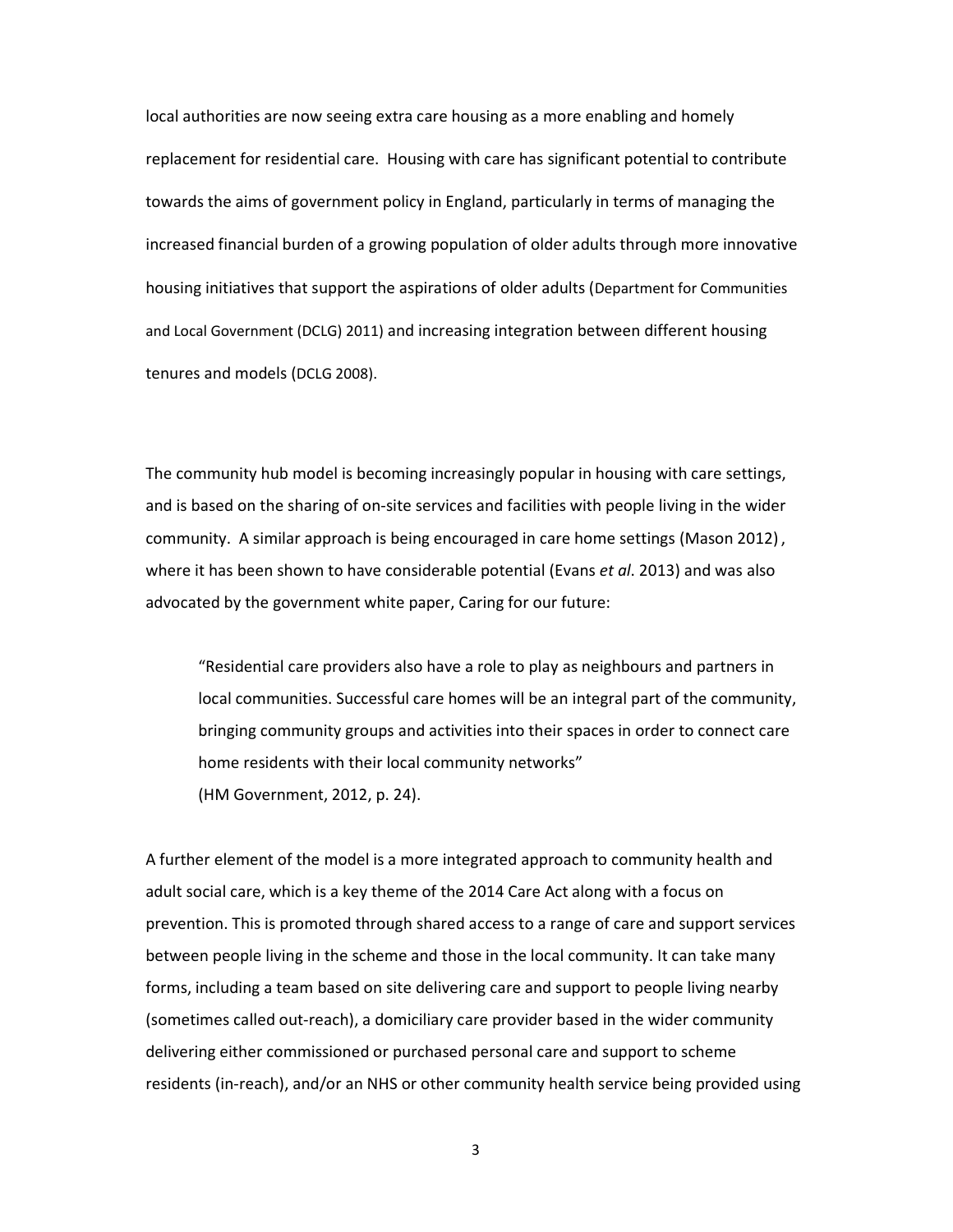local authorities are now seeing extra care housing as a more enabling and homely replacement for residential care. Housing with care has significant potential to contribute towards the aims of government policy in England, particularly in terms of managing the increased financial burden of a growing population of older adults through more innovative housing initiatives that support the aspirations of older adults (Department for Communities and Local Government (DCLG) 2011) and increasing integration between different housing tenures and models (DCLG 2008).

The community hub model is becoming increasingly popular in housing with care settings, and is based on the sharing of on-site services and facilities with people living in the wider community. A similar approach is being encouraged in care home settings (Mason 2012) , where it has been shown to have considerable potential (Evans *et al*. 2013) and was also advocated by the government white paper, Caring for our future:

> "Residential care providers also have a role to play as neighbours and partners in local communities. Successful care homes will be an integral part of the community, bringing community groups and activities into their spaces in order to connect care home residents with their local community networks"
> (HM Government, 2012, p. 24).

A further element of the model is a more integrated approach to community health and adult social care, which is a key theme of the 2014 Care Act along with a focus on prevention. This is promoted through shared access to a range of care and support services between people living in the scheme and those in the local community. It can take many forms, including a team based on site delivering care and support to people living nearby (sometimes called out-reach), a domiciliary care provider based in the wider community delivering either commissioned or purchased personal care and support to scheme residents (in-reach), and/or an NHS or other community health service being provided using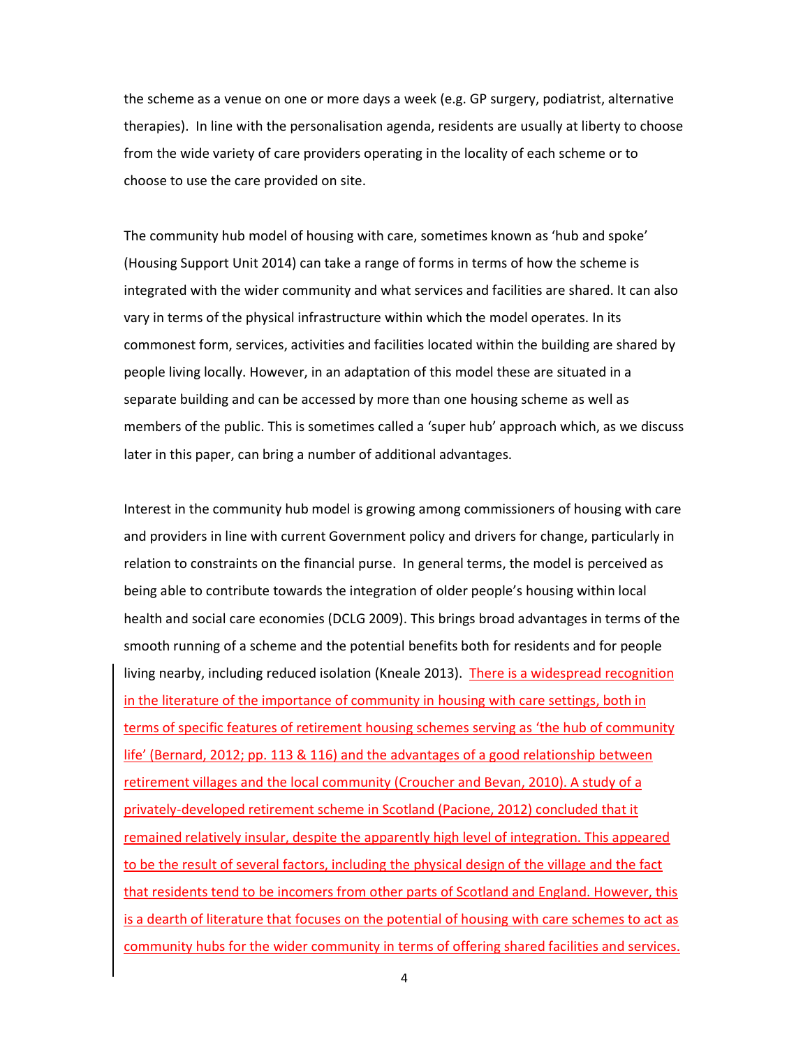the scheme as a venue on one or more days a week (e.g. GP surgery, podiatrist, alternative therapies). In line with the personalisation agenda, residents are usually at liberty to choose from the wide variety of care providers operating in the locality of each scheme or to choose to use the care provided on site.

The community hub model of housing with care, sometimes known as 'hub and spoke' (Housing Support Unit 2014) can take a range of forms in terms of how the scheme is integrated with the wider community and what services and facilities are shared. It can also vary in terms of the physical infrastructure within which the model operates. In its commonest form, services, activities and facilities located within the building are shared by people living locally. However, in an adaptation of this model these are situated in a separate building and can be accessed by more than one housing scheme as well as members of the public. This is sometimes called a 'super hub' approach which, as we discuss later in this paper, can bring a number of additional advantages.

Interest in the community hub model is growing among commissioners of housing with care and providers in line with current Government policy and drivers for change, particularly in relation to constraints on the financial purse. In general terms, the model is perceived as being able to contribute towards the integration of older people's housing within local health and social care economies (DCLG 2009). This brings broad advantages in terms of the smooth running of a scheme and the potential benefits both for residents and for people living nearby, including reduced isolation (Kneale 2013). There is a widespread recognition in the literature of the importance of community in housing with care settings, both in terms of specific features of retirement housing schemes serving as 'the hub of community life' (Bernard, 2012; pp. 113 & 116) and the advantages of a good relationship between retirement villages and the local community (Croucher and Bevan, 2010). A study of a privately-developed retirement scheme in Scotland (Pacione, 2012) concluded that it remained relatively insular, despite the apparently high level of integration. This appeared to be the result of several factors, including the physical design of the village and the fact that residents tend to be incomers from other parts of Scotland and England. However, this is a dearth of literature that focuses on the potential of housing with care schemes to act as community hubs for the wider community in terms of offering shared facilities and services.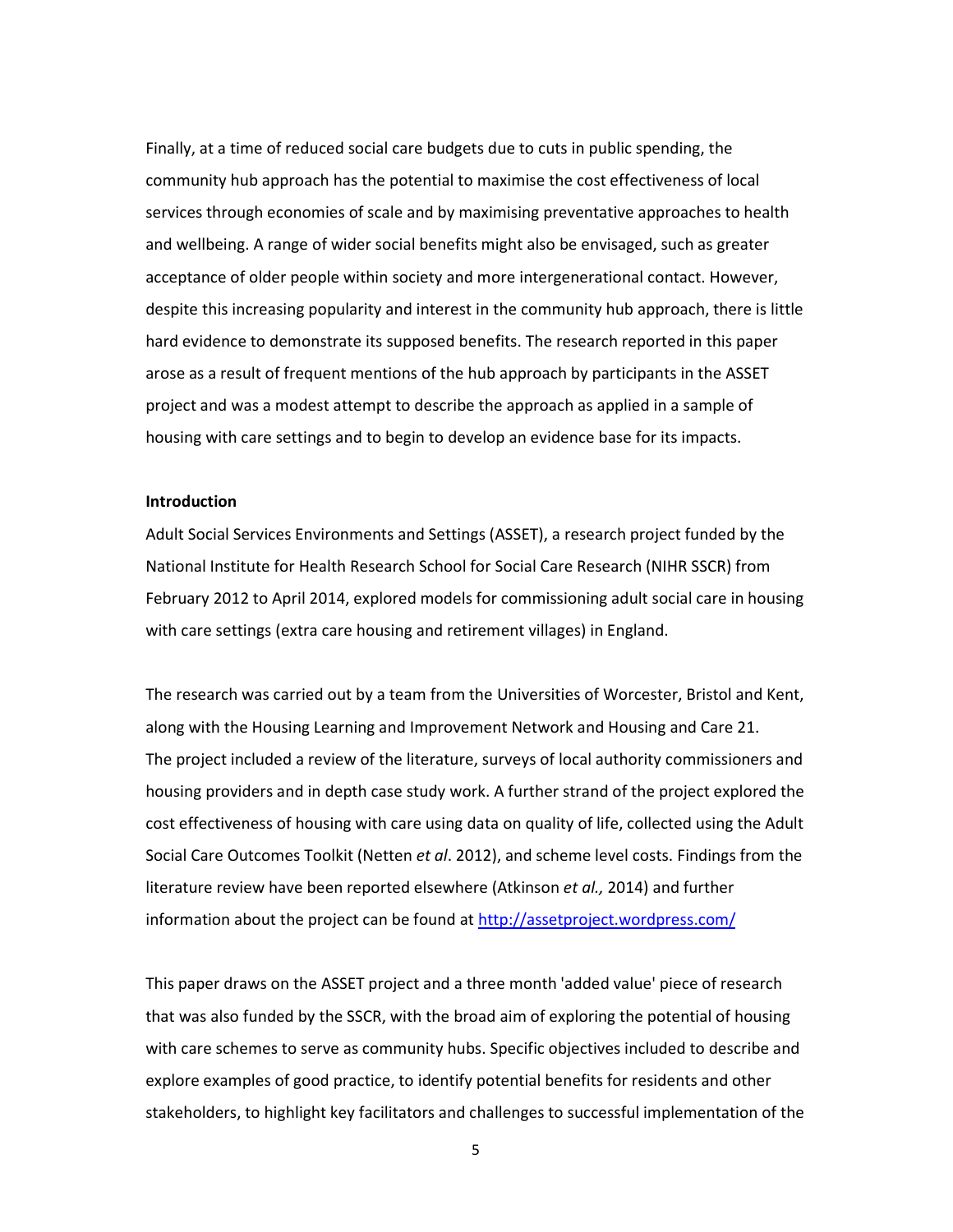Finally, at a time of reduced social care budgets due to cuts in public spending, the community hub approach has the potential to maximise the cost effectiveness of local services through economies of scale and by maximising preventative approaches to health and wellbeing. A range of wider social benefits might also be envisaged, such as greater acceptance of older people within society and more intergenerational contact. However, despite this increasing popularity and interest in the community hub approach, there is little hard evidence to demonstrate its supposed benefits. The research reported in this paper arose as a result of frequent mentions of the hub approach by participants in the ASSET project and was a modest attempt to describe the approach as applied in a sample of housing with care settings and to begin to develop an evidence base for its impacts.

**Introduction**

Adult Social Services Environments and Settings (ASSET), a research project funded by the National Institute for Health Research School for Social Care Research (NIHR SSCR) from February 2012 to April 2014, explored models for commissioning adult social care in housing with care settings (extra care housing and retirement villages) in England.

The research was carried out by a team from the Universities of Worcester, Bristol and Kent, along with the Housing Learning and Improvement Network and Housing and Care 21. The project included a review of the literature, surveys of local authority commissioners and housing providers and in depth case study work. A further strand of the project explored the cost effectiveness of housing with care using data on quality of life, collected using the Adult Social Care Outcomes Toolkit (Netten *et al*. 2012), and scheme level costs. Findings from the literature review have been reported elsewhere (Atkinson *et al.,* 2014) and further information about the project can be found at http://assetproject.wordpress.com/

This paper draws on the ASSET project and a three month 'added value' piece of research that was also funded by the SSCR, with the broad aim of exploring the potential of housing with care schemes to serve as community hubs. Specific objectives included to describe and explore examples of good practice, to identify potential benefits for residents and other stakeholders, to highlight key facilitators and challenges to successful implementation of the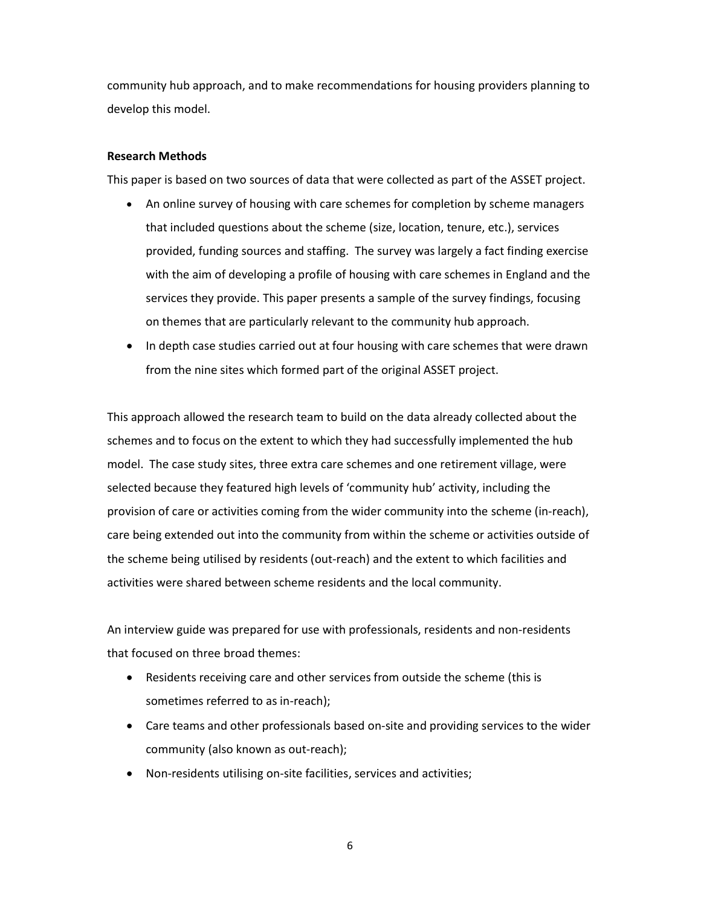community hub approach, and to make recommendations for housing providers planning to develop this model.

**Research Methods**

This paper is based on two sources of data that were collected as part of the ASSET project.

- An online survey of housing with care schemes for completion by scheme managers that included questions about the scheme (size, location, tenure, etc.), services provided, funding sources and staffing. The survey was largely a fact finding exercise with the aim of developing a profile of housing with care schemes in England and the services they provide. This paper presents a sample of the survey findings, focusing on themes that are particularly relevant to the community hub approach.
- In depth case studies carried out at four housing with care schemes that were drawn from the nine sites which formed part of the original ASSET project.

This approach allowed the research team to build on the data already collected about the schemes and to focus on the extent to which they had successfully implemented the hub model. The case study sites, three extra care schemes and one retirement village, were selected because they featured high levels of 'community hub' activity, including the provision of care or activities coming from the wider community into the scheme (in-reach), care being extended out into the community from within the scheme or activities outside of the scheme being utilised by residents (out-reach) and the extent to which facilities and activities were shared between scheme residents and the local community.

An interview guide was prepared for use with professionals, residents and non-residents that focused on three broad themes:

- Residents receiving care and other services from outside the scheme (this is sometimes referred to as in-reach);
- Care teams and other professionals based on-site and providing services to the wider community (also known as out-reach);
- Non-residents utilising on-site facilities, services and activities;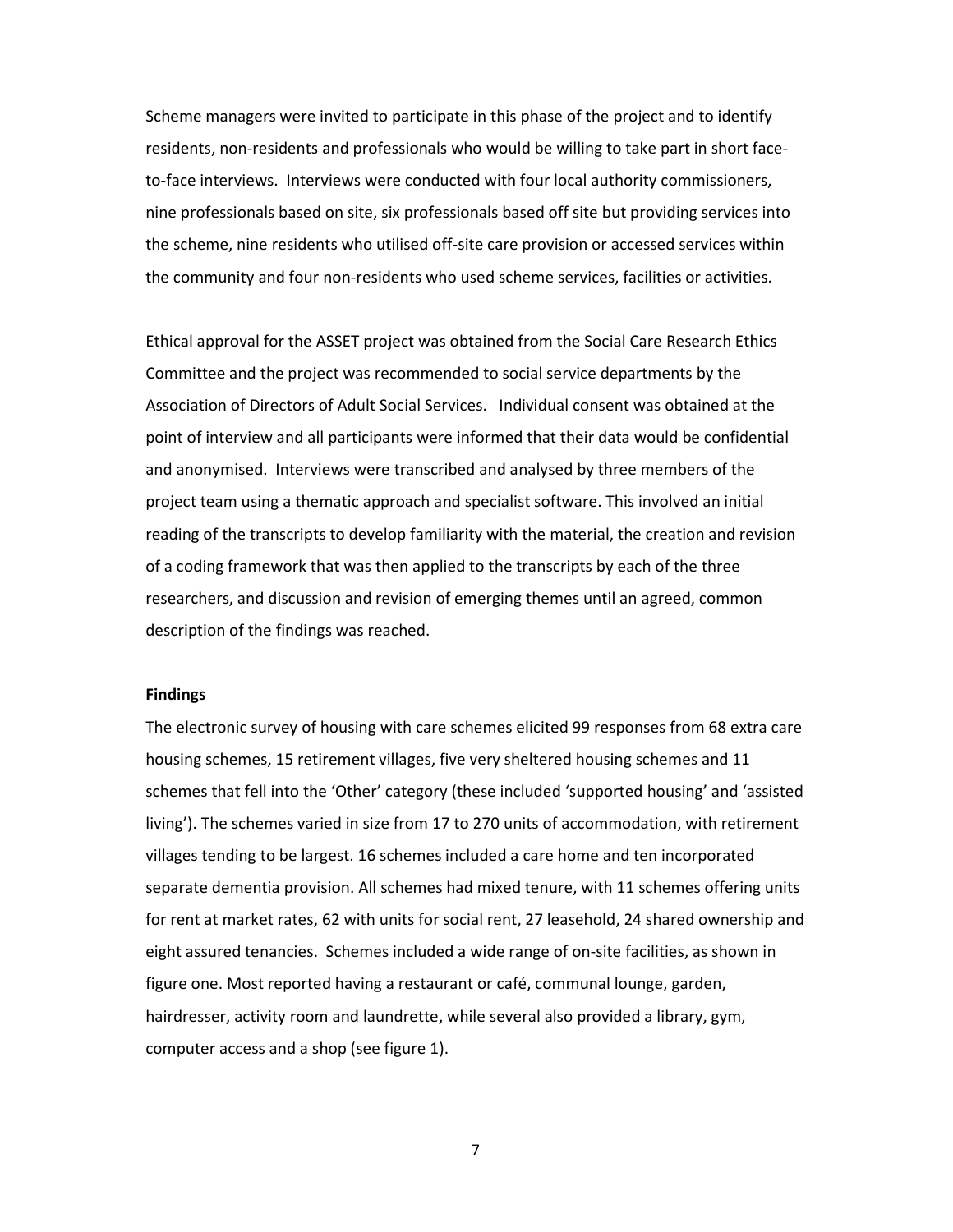Scheme managers were invited to participate in this phase of the project and to identify residents, non-residents and professionals who would be willing to take part in short face-to-face interviews. Interviews were conducted with four local authority commissioners, nine professionals based on site, six professionals based off site but providing services into the scheme, nine residents who utilised off-site care provision or accessed services within the community and four non-residents who used scheme services, facilities or activities.

Ethical approval for the ASSET project was obtained from the Social Care Research Ethics Committee and the project was recommended to social service departments by the Association of Directors of Adult Social Services. Individual consent was obtained at the point of interview and all participants were informed that their data would be confidential and anonymised. Interviews were transcribed and analysed by three members of the project team using a thematic approach and specialist software. This involved an initial reading of the transcripts to develop familiarity with the material, the creation and revision of a coding framework that was then applied to the transcripts by each of the three researchers, and discussion and revision of emerging themes until an agreed, common description of the findings was reached.

**Findings**

The electronic survey of housing with care schemes elicited 99 responses from 68 extra care housing schemes, 15 retirement villages, five very sheltered housing schemes and 11 schemes that fell into the 'Other' category (these included 'supported housing' and 'assisted living'). The schemes varied in size from 17 to 270 units of accommodation, with retirement villages tending to be largest. 16 schemes included a care home and ten incorporated separate dementia provision. All schemes had mixed tenure, with 11 schemes offering units for rent at market rates, 62 with units for social rent, 27 leasehold, 24 shared ownership and eight assured tenancies. Schemes included a wide range of on-site facilities, as shown in figure one. Most reported having a restaurant or café, communal lounge, garden, hairdresser, activity room and laundrette, while several also provided a library, gym, computer access and a shop (see figure 1).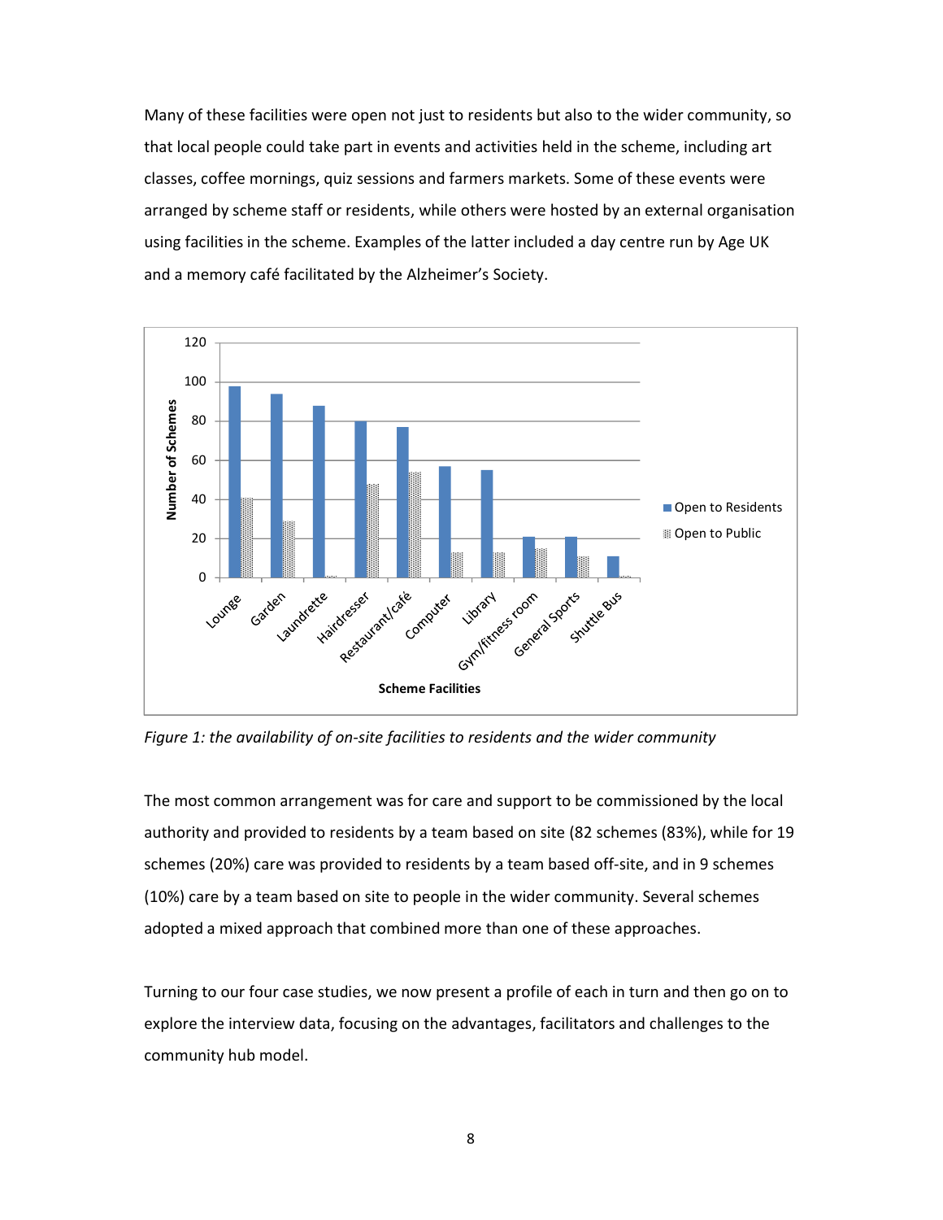Many of these facilities were open not just to residents but also to the wider community, so that local people could take part in events and activities held in the scheme, including art classes, coffee mornings, quiz sessions and farmers markets. Some of these events were arranged by scheme staff or residents, while others were hosted by an external organisation using facilities in the scheme. Examples of the latter included a day centre run by Age UK and a memory café facilitated by the Alzheimer's Society.

*Figure 1: the availability of on-site facilities to residents and the wider community*

The most common arrangement was for care and support to be commissioned by the local authority and provided to residents by a team based on site (82 schemes (83%), while for 19 schemes (20%) care was provided to residents by a team based off-site, and in 9 schemes (10%) care by a team based on site to people in the wider community. Several schemes adopted a mixed approach that combined more than one of these approaches.

Turning to our four case studies, we now present a profile of each in turn and then go on to explore the interview data, focusing on the advantages, facilitators and challenges to the community hub model.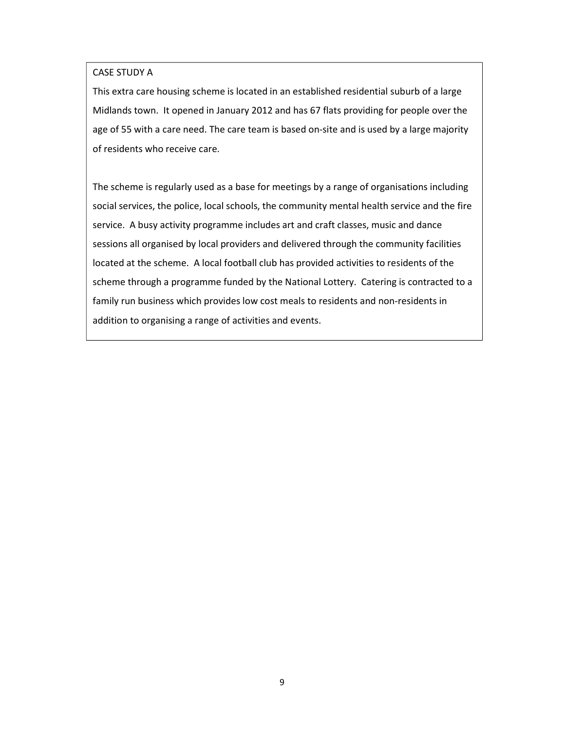CASE STUDY A

This extra care housing scheme is located in an established residential suburb of a large Midlands town. It opened in January 2012 and has 67 flats providing for people over the age of 55 with a care need. The care team is based on-site and is used by a large majority of residents who receive care.

The scheme is regularly used as a base for meetings by a range of organisations including social services, the police, local schools, the community mental health service and the fire service. A busy activity programme includes art and craft classes, music and dance sessions all organised by local providers and delivered through the community facilities located at the scheme. A local football club has provided activities to residents of the scheme through a programme funded by the National Lottery. Catering is contracted to a family run business which provides low cost meals to residents and non-residents in addition to organising a range of activities and events.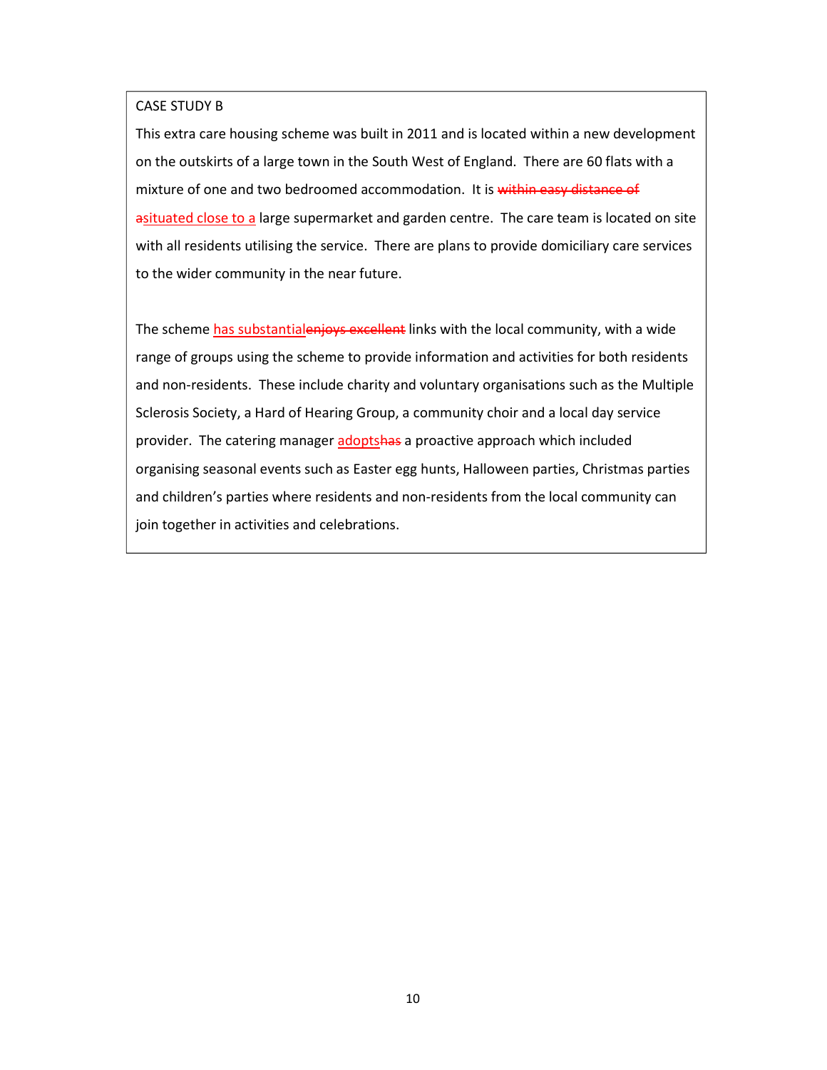CASE STUDY B

This extra care housing scheme was built in 2011 and is located within a new development on the outskirts of a large town in the South West of England. There are 60 flats with a mixture of one and two bedroomed accommodation. It is ~~within easy distance of a~~situated close to a large supermarket and garden centre. The care team is located on site with all residents utilising the service. There are plans to provide domiciliary care services to the wider community in the near future.

The scheme has substantial~~enjoys excellent~~ links with the local community, with a wide range of groups using the scheme to provide information and activities for both residents and non-residents. These include charity and voluntary organisations such as the Multiple Sclerosis Society, a Hard of Hearing Group, a community choir and a local day service provider. The catering manager adopts~~has~~ a proactive approach which included organising seasonal events such as Easter egg hunts, Halloween parties, Christmas parties and children's parties where residents and non-residents from the local community can join together in activities and celebrations.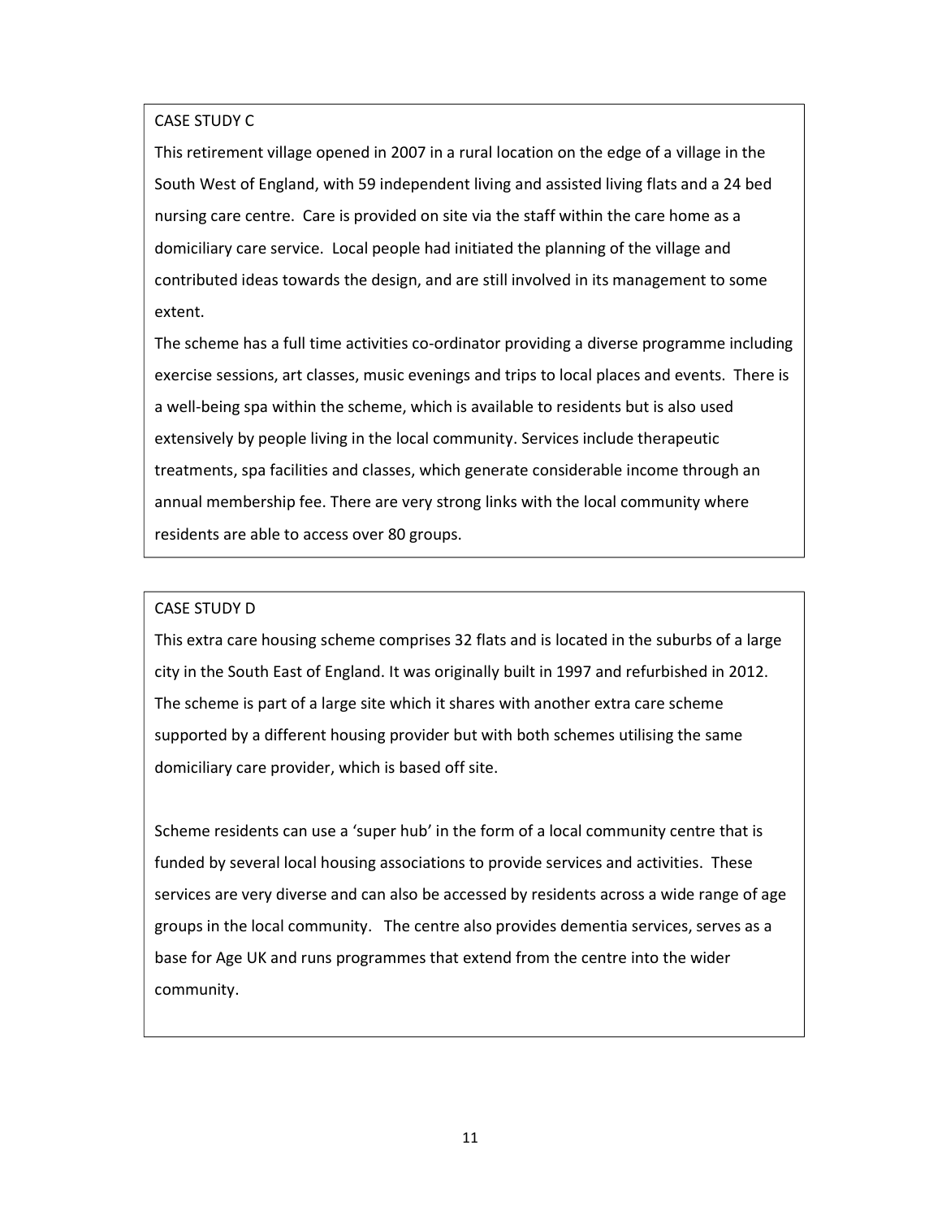### CASE STUDY C

This retirement village opened in 2007 in a rural location on the edge of a village in the South West of England, with 59 independent living and assisted living flats and a 24 bed nursing care centre. Care is provided on site via the staff within the care home as a domiciliary care service. Local people had initiated the planning of the village and contributed ideas towards the design, and are still involved in its management to some extent.

The scheme has a full time activities co-ordinator providing a diverse programme including exercise sessions, art classes, music evenings and trips to local places and events. There is a well-being spa within the scheme, which is available to residents but is also used extensively by people living in the local community. Services include therapeutic treatments, spa facilities and classes, which generate considerable income through an annual membership fee. There are very strong links with the local community where residents are able to access over 80 groups.

### CASE STUDY D

This extra care housing scheme comprises 32 flats and is located in the suburbs of a large city in the South East of England. It was originally built in 1997 and refurbished in 2012. The scheme is part of a large site which it shares with another extra care scheme supported by a different housing provider but with both schemes utilising the same domiciliary care provider, which is based off site.

Scheme residents can use a 'super hub' in the form of a local community centre that is funded by several local housing associations to provide services and activities. These services are very diverse and can also be accessed by residents across a wide range of age groups in the local community. The centre also provides dementia services, serves as a base for Age UK and runs programmes that extend from the centre into the wider community.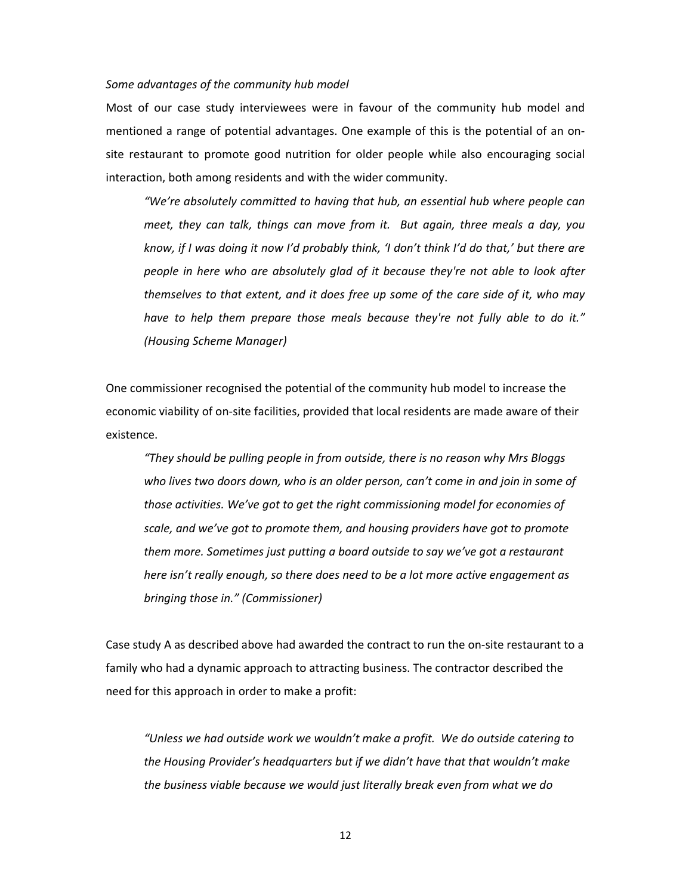*Some advantages of the community hub model*

Most of our case study interviewees were in favour of the community hub model and mentioned a range of potential advantages. One example of this is the potential of an on-site restaurant to promote good nutrition for older people while also encouraging social interaction, both among residents and with the wider community.

> *"We're absolutely committed to having that hub, an essential hub where people can meet, they can talk, things can move from it. But again, three meals a day, you know, if I was doing it now I'd probably think, 'I don't think I'd do that,' but there are people in here who are absolutely glad of it because they're not able to look after themselves to that extent, and it does free up some of the care side of it, who may have to help them prepare those meals because they're not fully able to do it." (Housing Scheme Manager)*

One commissioner recognised the potential of the community hub model to increase the economic viability of on-site facilities, provided that local residents are made aware of their existence.

> *"They should be pulling people in from outside, there is no reason why Mrs Bloggs who lives two doors down, who is an older person, can't come in and join in some of those activities. We've got to get the right commissioning model for economies of scale, and we've got to promote them, and housing providers have got to promote them more. Sometimes just putting a board outside to say we've got a restaurant here isn't really enough, so there does need to be a lot more active engagement as bringing those in." (Commissioner)*

Case study A as described above had awarded the contract to run the on-site restaurant to a family who had a dynamic approach to attracting business. The contractor described the need for this approach in order to make a profit:

> *"Unless we had outside work we wouldn't make a profit. We do outside catering to the Housing Provider's headquarters but if we didn't have that that wouldn't make the business viable because we would just literally break even from what we do*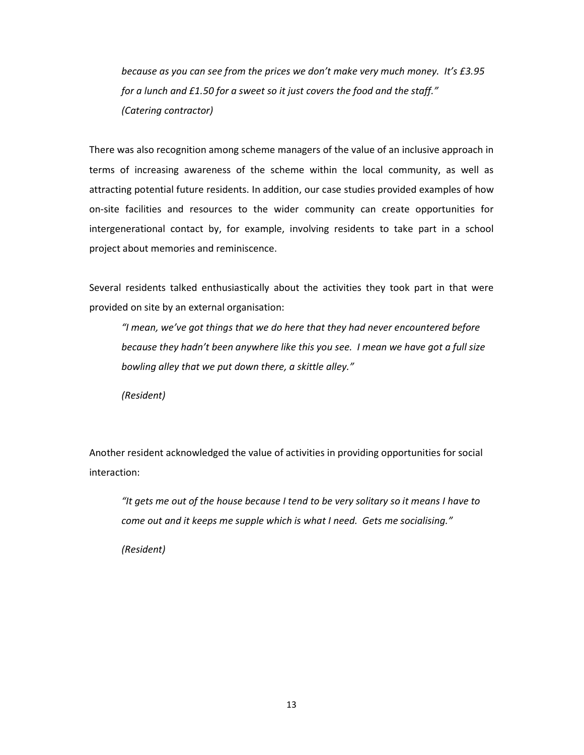*because as you can see from the prices we don't make very much money. It's £3.95 for a lunch and £1.50 for a sweet so it just covers the food and the staff."*
*(Catering contractor)*

There was also recognition among scheme managers of the value of an inclusive approach in terms of increasing awareness of the scheme within the local community, as well as attracting potential future residents. In addition, our case studies provided examples of how on-site facilities and resources to the wider community can create opportunities for intergenerational contact by, for example, involving residents to take part in a school project about memories and reminiscence.

Several residents talked enthusiastically about the activities they took part in that were provided on site by an external organisation:

> *"I mean, we've got things that we do here that they had never encountered before because they hadn't been anywhere like this you see. I mean we have got a full size bowling alley that we put down there, a skittle alley."*
>
> *(Resident)*

Another resident acknowledged the value of activities in providing opportunities for social interaction:

> *"It gets me out of the house because I tend to be very solitary so it means I have to come out and it keeps me supple which is what I need. Gets me socialising."*
>
> *(Resident)*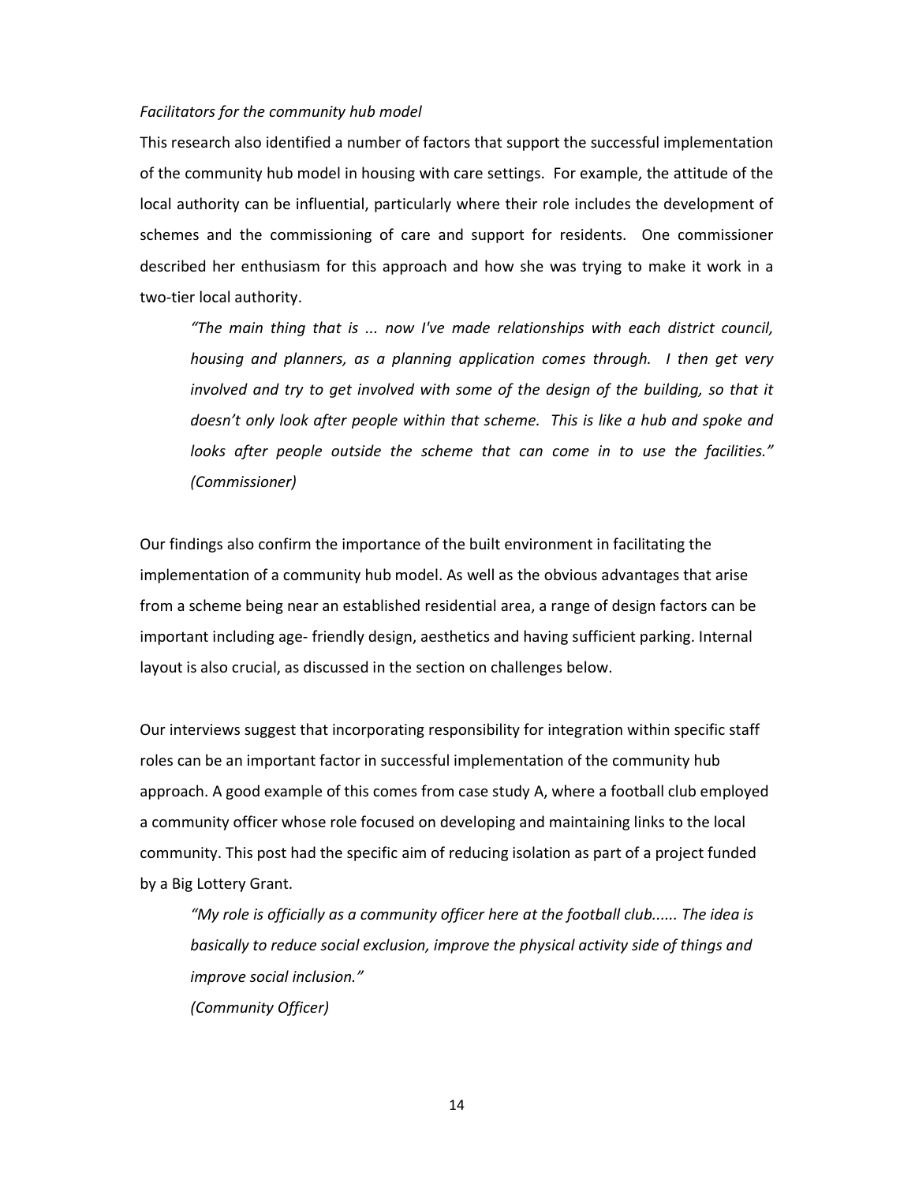*Facilitators for the community hub model*

This research also identified a number of factors that support the successful implementation of the community hub model in housing with care settings. For example, the attitude of the local authority can be influential, particularly where their role includes the development of schemes and the commissioning of care and support for residents. One commissioner described her enthusiasm for this approach and how she was trying to make it work in a two-tier local authority.

> *"The main thing that is ... now I've made relationships with each district council, housing and planners, as a planning application comes through. I then get very involved and try to get involved with some of the design of the building, so that it doesn't only look after people within that scheme. This is like a hub and spoke and looks after people outside the scheme that can come in to use the facilities." (Commissioner)*

Our findings also confirm the importance of the built environment in facilitating the implementation of a community hub model. As well as the obvious advantages that arise from a scheme being near an established residential area, a range of design factors can be important including age- friendly design, aesthetics and having sufficient parking. Internal layout is also crucial, as discussed in the section on challenges below.

Our interviews suggest that incorporating responsibility for integration within specific staff roles can be an important factor in successful implementation of the community hub approach. A good example of this comes from case study A, where a football club employed a community officer whose role focused on developing and maintaining links to the local community. This post had the specific aim of reducing isolation as part of a project funded by a Big Lottery Grant.

> *"My role is officially as a community officer here at the football club...... The idea is basically to reduce social exclusion, improve the physical activity side of things and improve social inclusion."*
> *(Community Officer)*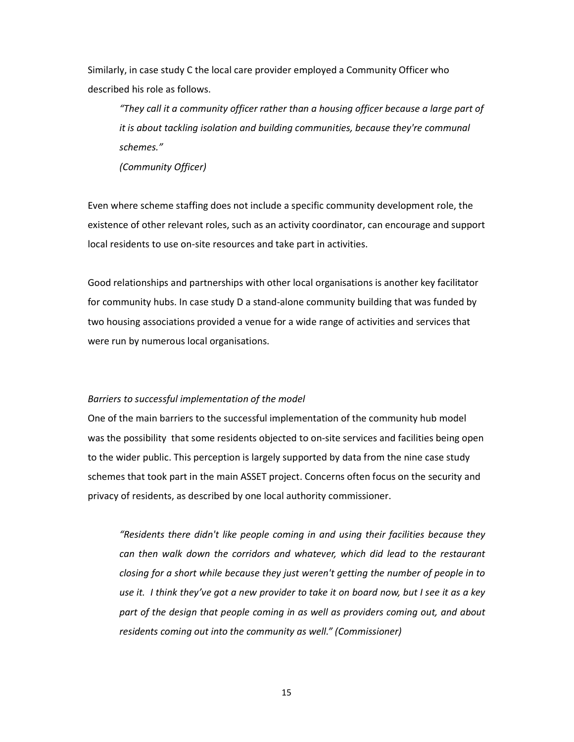Similarly, in case study C the local care provider employed a Community Officer who described his role as follows.

> *"They call it a community officer rather than a housing officer because a large part of it is about tackling isolation and building communities, because they're communal schemes."*
>
> *(Community Officer)*

Even where scheme staffing does not include a specific community development role, the existence of other relevant roles, such as an activity coordinator, can encourage and support local residents to use on-site resources and take part in activities.

Good relationships and partnerships with other local organisations is another key facilitator for community hubs. In case study D a stand-alone community building that was funded by two housing associations provided a venue for a wide range of activities and services that were run by numerous local organisations.

*Barriers to successful implementation of the model*

One of the main barriers to the successful implementation of the community hub model was the possibility that some residents objected to on-site services and facilities being open to the wider public. This perception is largely supported by data from the nine case study schemes that took part in the main ASSET project. Concerns often focus on the security and privacy of residents, as described by one local authority commissioner.

> *"Residents there didn't like people coming in and using their facilities because they can then walk down the corridors and whatever, which did lead to the restaurant closing for a short while because they just weren't getting the number of people in to use it. I think they've got a new provider to take it on board now, but I see it as a key part of the design that people coming in as well as providers coming out, and about residents coming out into the community as well." (Commissioner)*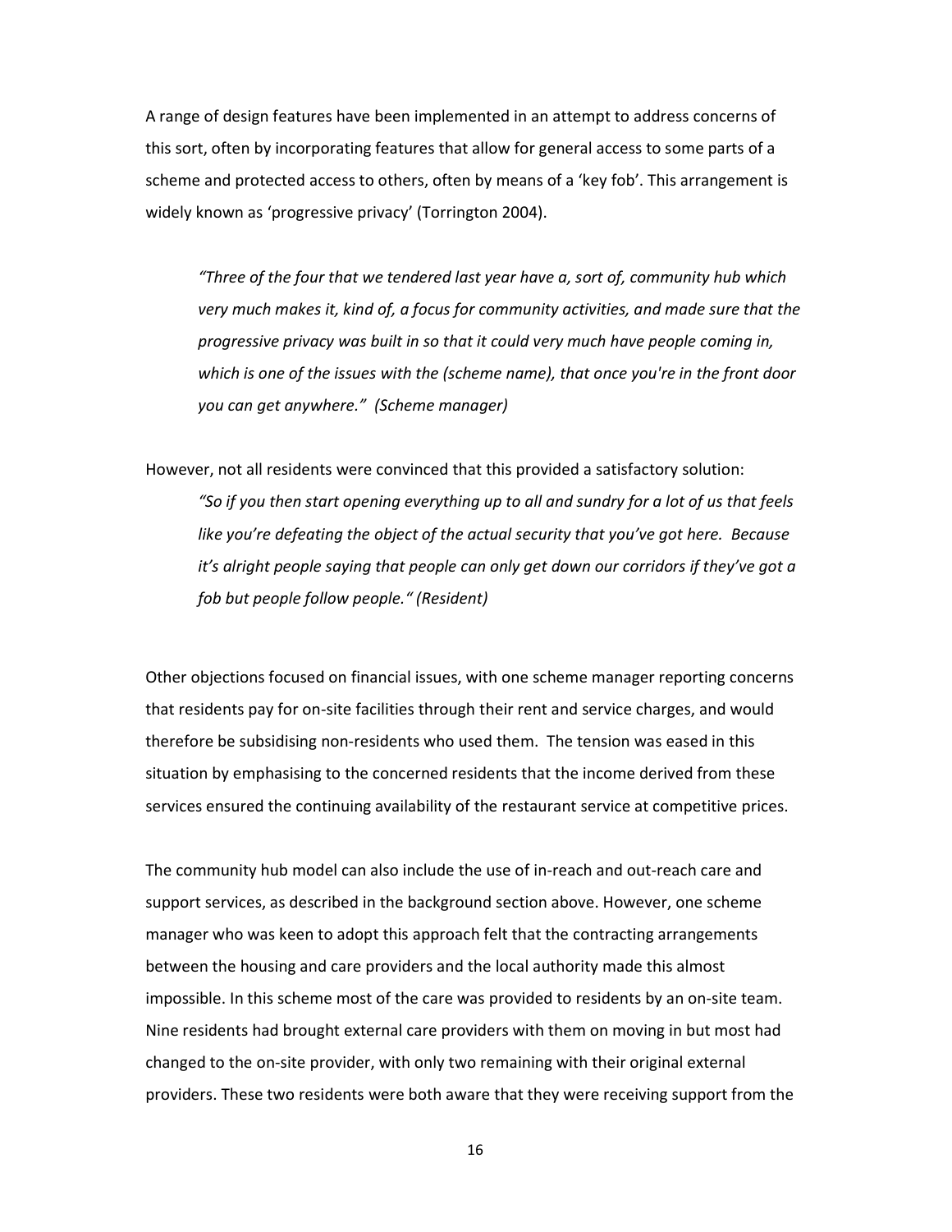A range of design features have been implemented in an attempt to address concerns of this sort, often by incorporating features that allow for general access to some parts of a scheme and protected access to others, often by means of a 'key fob'. This arrangement is widely known as 'progressive privacy' (Torrington 2004).

> *"Three of the four that we tendered last year have a, sort of, community hub which very much makes it, kind of, a focus for community activities, and made sure that the progressive privacy was built in so that it could very much have people coming in, which is one of the issues with the (scheme name), that once you're in the front door you can get anywhere." (Scheme manager)*

However, not all residents were convinced that this provided a satisfactory solution:

> *"So if you then start opening everything up to all and sundry for a lot of us that feels like you're defeating the object of the actual security that you've got here. Because it's alright people saying that people can only get down our corridors if they've got a fob but people follow people." (Resident)*

Other objections focused on financial issues, with one scheme manager reporting concerns that residents pay for on-site facilities through their rent and service charges, and would therefore be subsidising non-residents who used them. The tension was eased in this situation by emphasising to the concerned residents that the income derived from these services ensured the continuing availability of the restaurant service at competitive prices.

The community hub model can also include the use of in-reach and out-reach care and support services, as described in the background section above. However, one scheme manager who was keen to adopt this approach felt that the contracting arrangements between the housing and care providers and the local authority made this almost impossible. In this scheme most of the care was provided to residents by an on-site team. Nine residents had brought external care providers with them on moving in but most had changed to the on-site provider, with only two remaining with their original external providers. These two residents were both aware that they were receiving support from the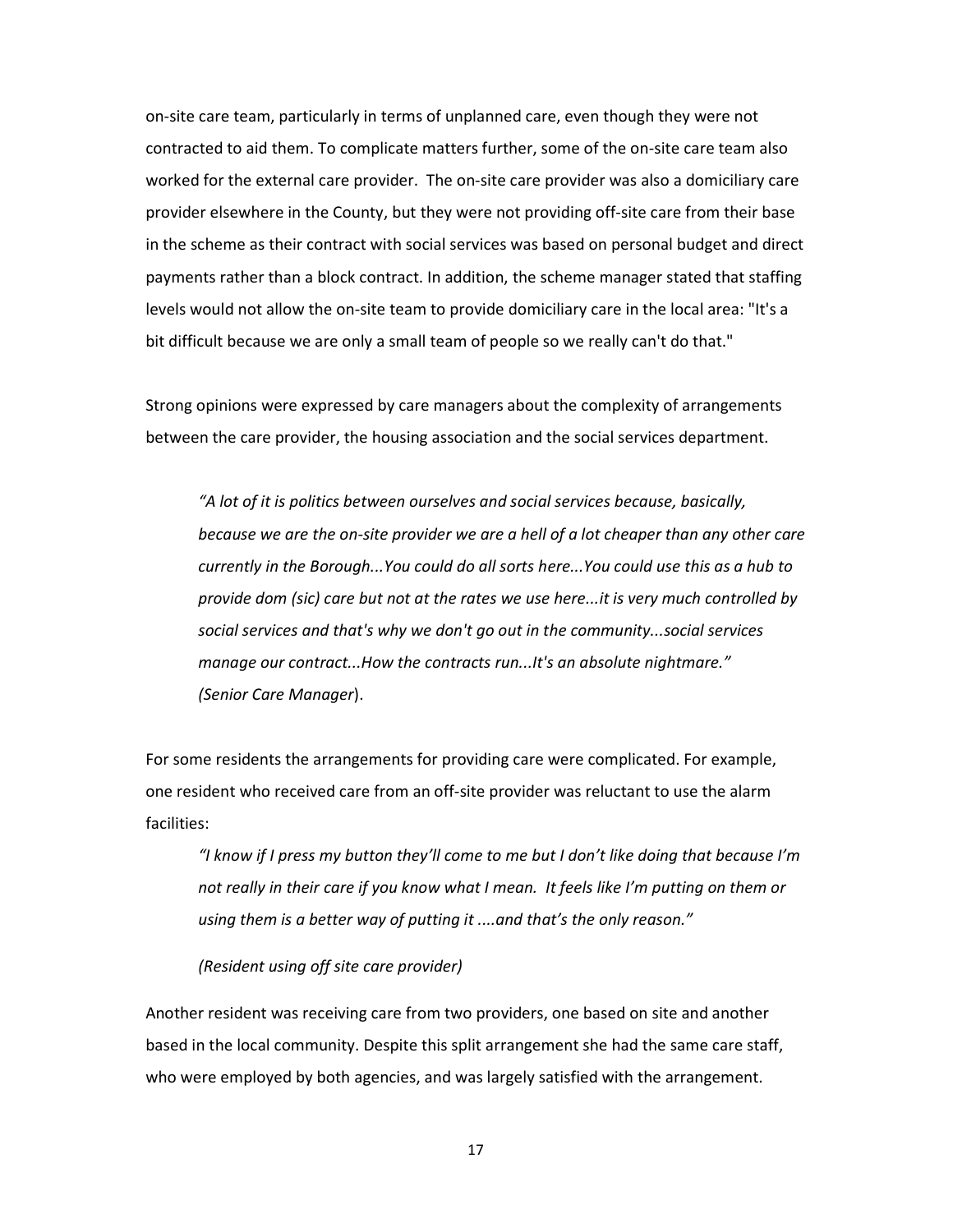on-site care team, particularly in terms of unplanned care, even though they were not contracted to aid them. To complicate matters further, some of the on-site care team also worked for the external care provider. The on-site care provider was also a domiciliary care provider elsewhere in the County, but they were not providing off-site care from their base in the scheme as their contract with social services was based on personal budget and direct payments rather than a block contract. In addition, the scheme manager stated that staffing levels would not allow the on-site team to provide domiciliary care in the local area: "It's a bit difficult because we are only a small team of people so we really can't do that."

Strong opinions were expressed by care managers about the complexity of arrangements between the care provider, the housing association and the social services department.

> *"A lot of it is politics between ourselves and social services because, basically, because we are the on-site provider we are a hell of a lot cheaper than any other care currently in the Borough...You could do all sorts here...You could use this as a hub to provide dom (sic) care but not at the rates we use here...it is very much controlled by social services and that's why we don't go out in the community...social services manage our contract...How the contracts run...It's an absolute nightmare." (Senior Care Manager*).

For some residents the arrangements for providing care were complicated. For example, one resident who received care from an off-site provider was reluctant to use the alarm facilities:

> *"I know if I press my button they'll come to me but I don't like doing that because I'm not really in their care if you know what I mean. It feels like I'm putting on them or using them is a better way of putting it ....and that's the only reason."*
>
> *(Resident using off site care provider)*

Another resident was receiving care from two providers, one based on site and another based in the local community. Despite this split arrangement she had the same care staff, who were employed by both agencies, and was largely satisfied with the arrangement.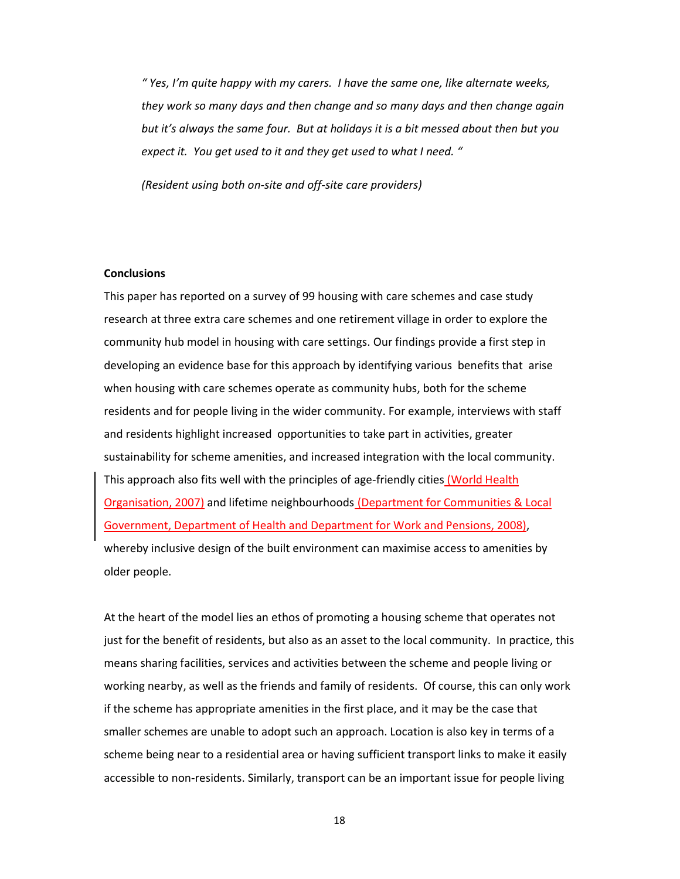*" Yes, I'm quite happy with my carers. I have the same one, like alternate weeks, they work so many days and then change and so many days and then change again but it's always the same four. But at holidays it is a bit messed about then but you expect it. You get used to it and they get used to what I need. "*

*(Resident using both on-site and off-site care providers)*

**Conclusions**

This paper has reported on a survey of 99 housing with care schemes and case study research at three extra care schemes and one retirement village in order to explore the community hub model in housing with care settings. Our findings provide a first step in developing an evidence base for this approach by identifying various benefits that arise when housing with care schemes operate as community hubs, both for the scheme residents and for people living in the wider community. For example, interviews with staff and residents highlight increased opportunities to take part in activities, greater sustainability for scheme amenities, and increased integration with the local community. This approach also fits well with the principles of age-friendly cities (World Health Organisation, 2007) and lifetime neighbourhoods (Department for Communities & Local Government, Department of Health and Department for Work and Pensions, 2008), whereby inclusive design of the built environment can maximise access to amenities by older people.

At the heart of the model lies an ethos of promoting a housing scheme that operates not just for the benefit of residents, but also as an asset to the local community. In practice, this means sharing facilities, services and activities between the scheme and people living or working nearby, as well as the friends and family of residents. Of course, this can only work if the scheme has appropriate amenities in the first place, and it may be the case that smaller schemes are unable to adopt such an approach. Location is also key in terms of a scheme being near to a residential area or having sufficient transport links to make it easily accessible to non-residents. Similarly, transport can be an important issue for people living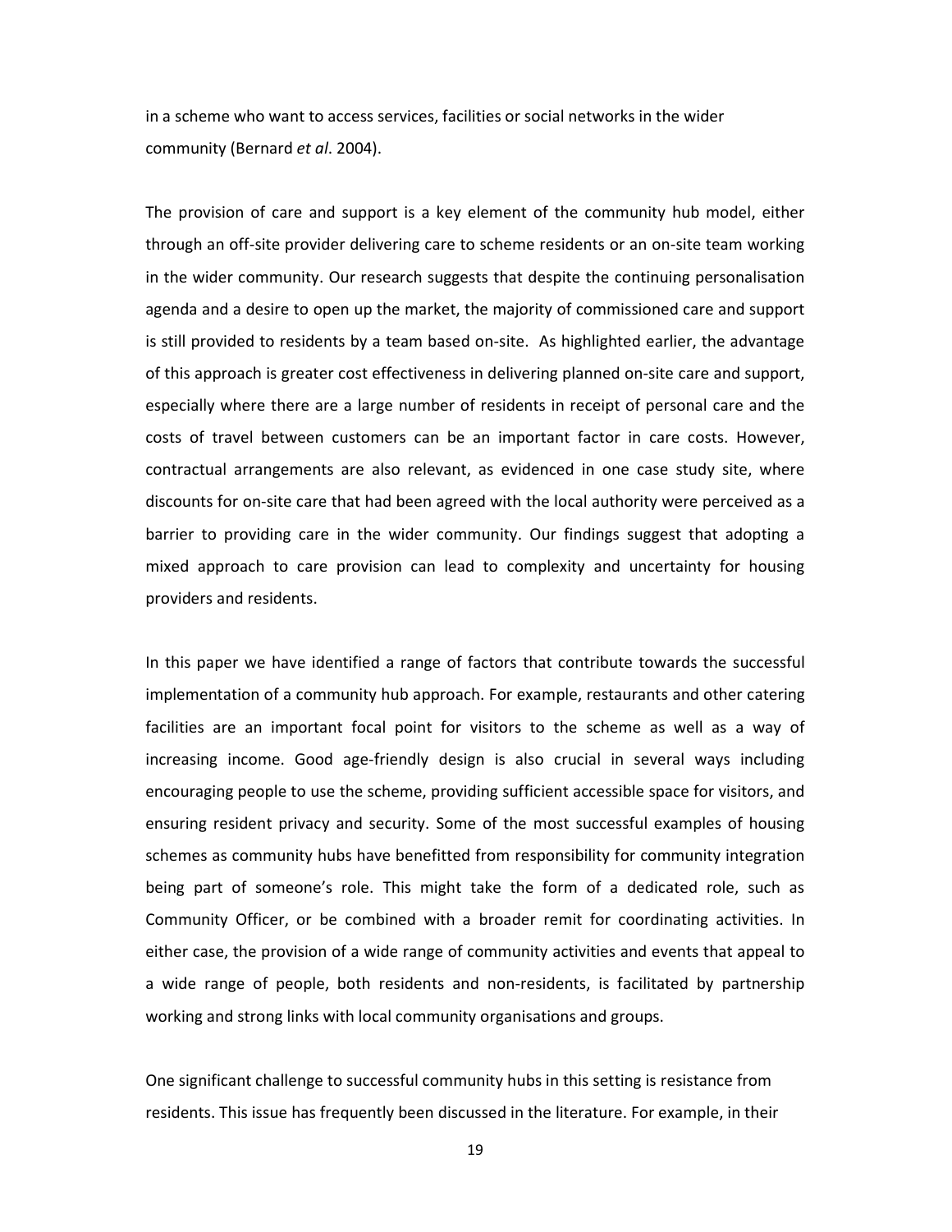in a scheme who want to access services, facilities or social networks in the wider community (Bernard *et al*. 2004).

The provision of care and support is a key element of the community hub model, either through an off-site provider delivering care to scheme residents or an on-site team working in the wider community. Our research suggests that despite the continuing personalisation agenda and a desire to open up the market, the majority of commissioned care and support is still provided to residents by a team based on-site. As highlighted earlier, the advantage of this approach is greater cost effectiveness in delivering planned on-site care and support, especially where there are a large number of residents in receipt of personal care and the costs of travel between customers can be an important factor in care costs. However, contractual arrangements are also relevant, as evidenced in one case study site, where discounts for on-site care that had been agreed with the local authority were perceived as a barrier to providing care in the wider community. Our findings suggest that adopting a mixed approach to care provision can lead to complexity and uncertainty for housing providers and residents.

In this paper we have identified a range of factors that contribute towards the successful implementation of a community hub approach. For example, restaurants and other catering facilities are an important focal point for visitors to the scheme as well as a way of increasing income. Good age-friendly design is also crucial in several ways including encouraging people to use the scheme, providing sufficient accessible space for visitors, and ensuring resident privacy and security. Some of the most successful examples of housing schemes as community hubs have benefitted from responsibility for community integration being part of someone's role. This might take the form of a dedicated role, such as Community Officer, or be combined with a broader remit for coordinating activities. In either case, the provision of a wide range of community activities and events that appeal to a wide range of people, both residents and non-residents, is facilitated by partnership working and strong links with local community organisations and groups.

One significant challenge to successful community hubs in this setting is resistance from residents. This issue has frequently been discussed in the literature. For example, in their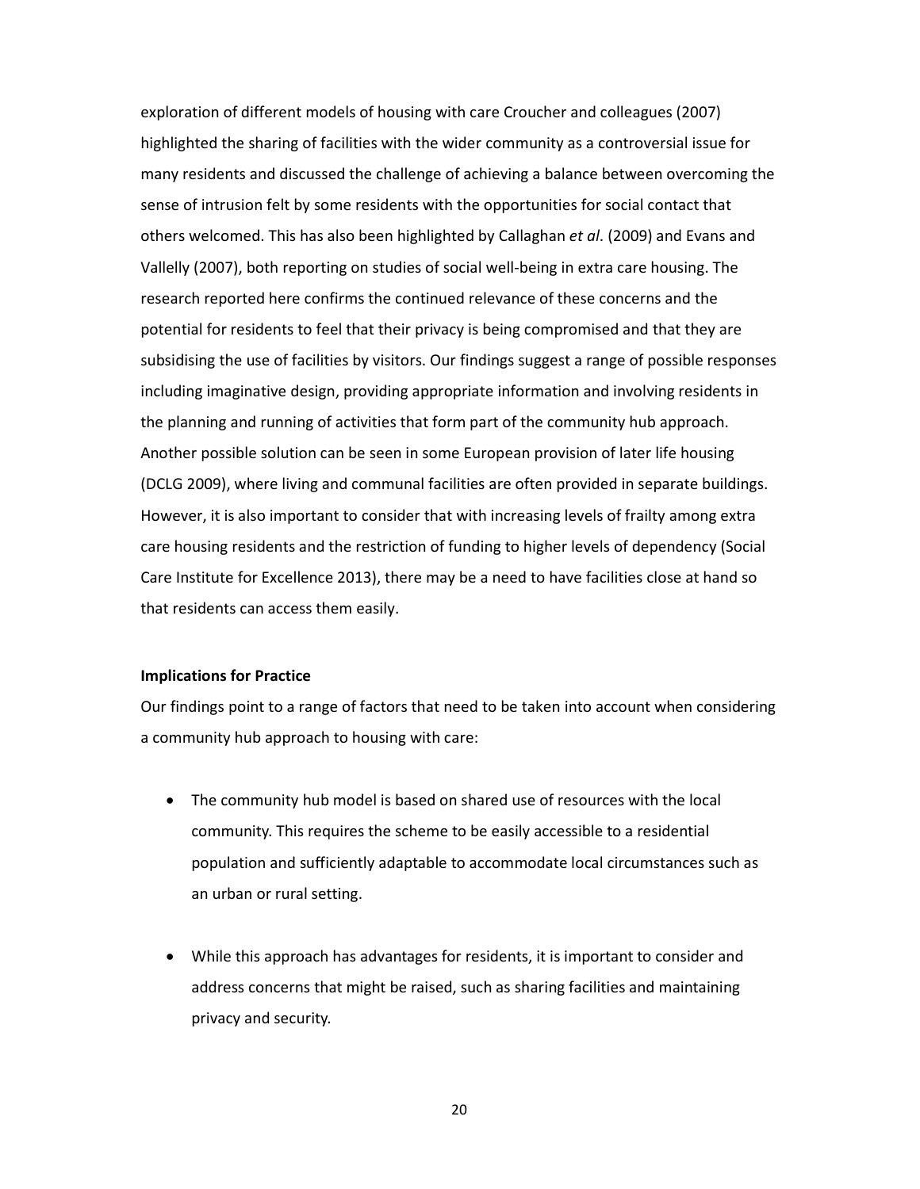exploration of different models of housing with care Croucher and colleagues (2007) highlighted the sharing of facilities with the wider community as a controversial issue for many residents and discussed the challenge of achieving a balance between overcoming the sense of intrusion felt by some residents with the opportunities for social contact that others welcomed. This has also been highlighted by Callaghan *et al*. (2009) and Evans and Vallelly (2007), both reporting on studies of social well-being in extra care housing. The research reported here confirms the continued relevance of these concerns and the potential for residents to feel that their privacy is being compromised and that they are subsidising the use of facilities by visitors. Our findings suggest a range of possible responses including imaginative design, providing appropriate information and involving residents in the planning and running of activities that form part of the community hub approach. Another possible solution can be seen in some European provision of later life housing (DCLG 2009), where living and communal facilities are often provided in separate buildings. However, it is also important to consider that with increasing levels of frailty among extra care housing residents and the restriction of funding to higher levels of dependency (Social Care Institute for Excellence 2013), there may be a need to have facilities close at hand so that residents can access them easily.

**Implications for Practice**

Our findings point to a range of factors that need to be taken into account when considering a community hub approach to housing with care:

- The community hub model is based on shared use of resources with the local community. This requires the scheme to be easily accessible to a residential population and sufficiently adaptable to accommodate local circumstances such as an urban or rural setting.

- While this approach has advantages for residents, it is important to consider and address concerns that might be raised, such as sharing facilities and maintaining privacy and security.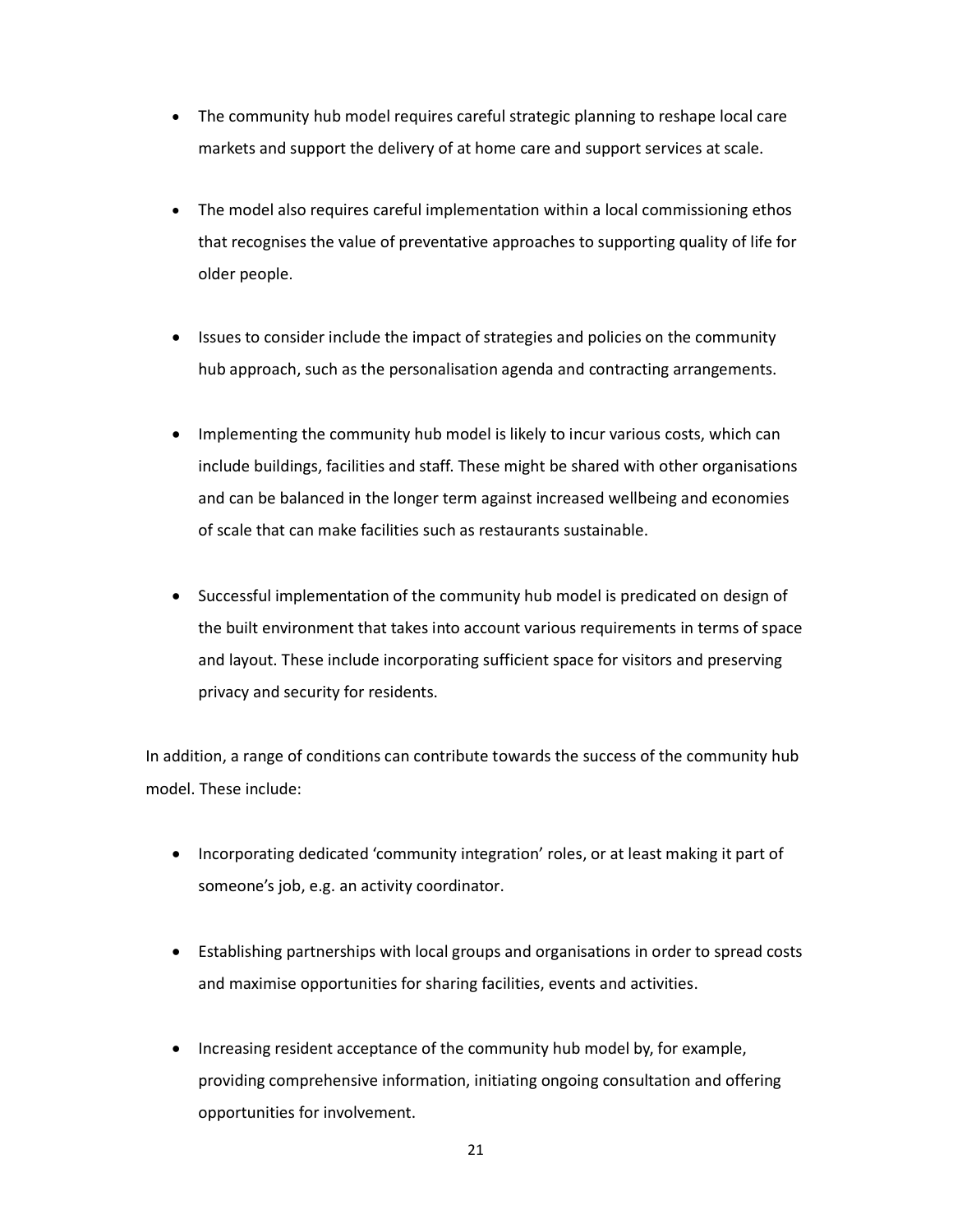- The community hub model requires careful strategic planning to reshape local care markets and support the delivery of at home care and support services at scale.

- The model also requires careful implementation within a local commissioning ethos that recognises the value of preventative approaches to supporting quality of life for older people.

- Issues to consider include the impact of strategies and policies on the community hub approach, such as the personalisation agenda and contracting arrangements.

- Implementing the community hub model is likely to incur various costs, which can include buildings, facilities and staff. These might be shared with other organisations and can be balanced in the longer term against increased wellbeing and economies of scale that can make facilities such as restaurants sustainable.

- Successful implementation of the community hub model is predicated on design of the built environment that takes into account various requirements in terms of space and layout. These include incorporating sufficient space for visitors and preserving privacy and security for residents.

In addition, a range of conditions can contribute towards the success of the community hub model. These include:

- Incorporating dedicated 'community integration' roles, or at least making it part of someone's job, e.g. an activity coordinator.

- Establishing partnerships with local groups and organisations in order to spread costs and maximise opportunities for sharing facilities, events and activities.

- Increasing resident acceptance of the community hub model by, for example, providing comprehensive information, initiating ongoing consultation and offering opportunities for involvement.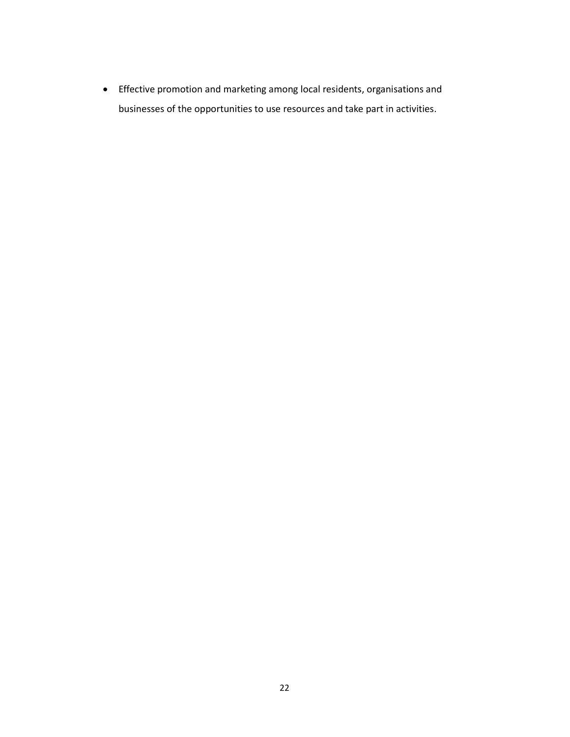- Effective promotion and marketing among local residents, organisations and businesses of the opportunities to use resources and take part in activities.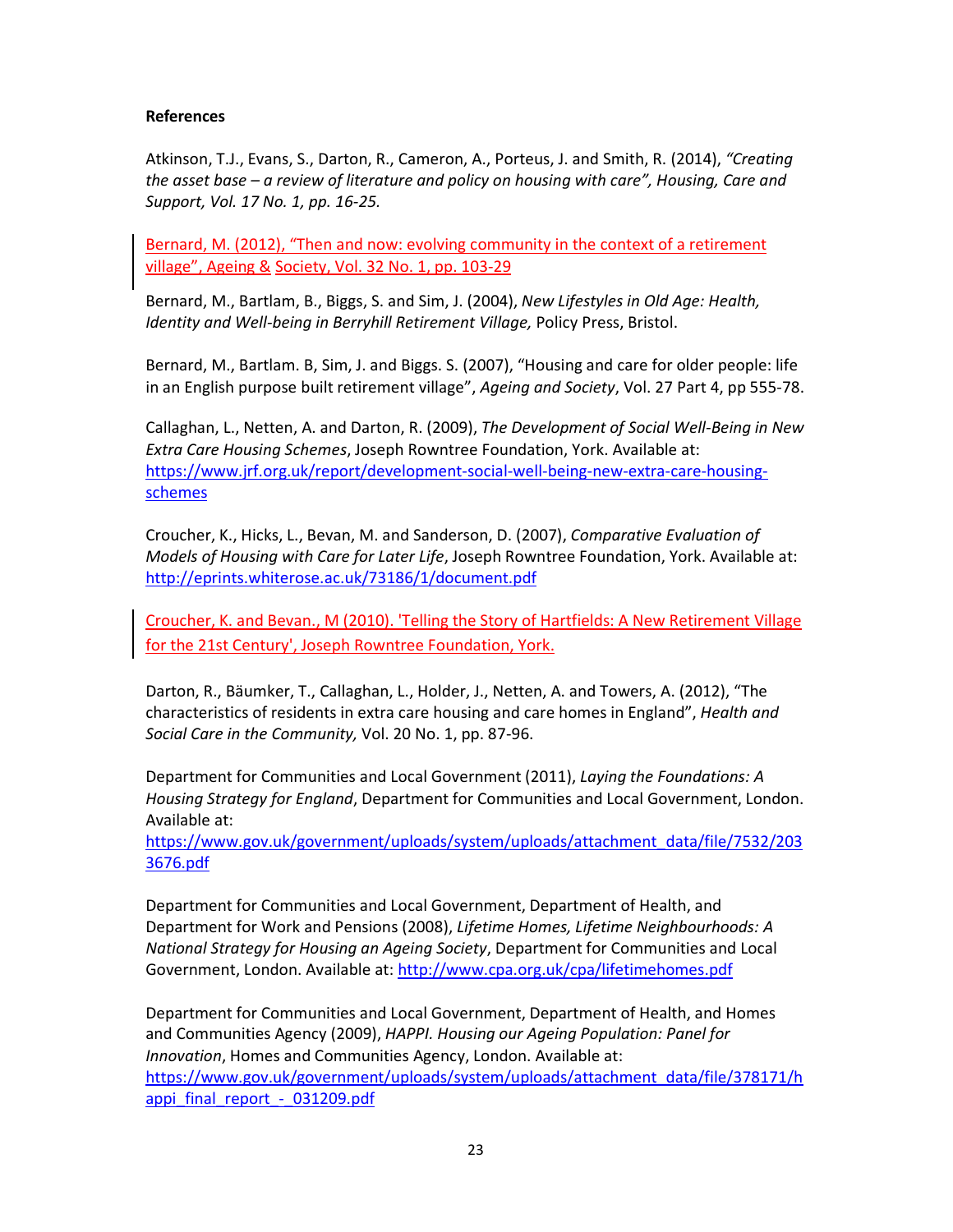**References**

Atkinson, T.J., Evans, S., Darton, R., Cameron, A., Porteus, J. and Smith, R. (2014), *"Creating the asset base – a review of literature and policy on housing with care", Housing, Care and Support, Vol. 17 No. 1, pp. 16-25.*

Bernard, M. (2012), "Then and now: evolving community in the context of a retirement village", Ageing & Society, Vol. 32 No. 1, pp. 103-29

Bernard, M., Bartlam, B., Biggs, S. and Sim, J. (2004), *New Lifestyles in Old Age: Health, Identity and Well-being in Berryhill Retirement Village,* Policy Press, Bristol.

Bernard, M., Bartlam. B, Sim, J. and Biggs. S. (2007), "Housing and care for older people: life in an English purpose built retirement village", *Ageing and Society*, Vol. 27 Part 4, pp 555-78.

Callaghan, L., Netten, A. and Darton, R. (2009), *The Development of Social Well-Being in New Extra Care Housing Schemes*, Joseph Rowntree Foundation, York. Available at: https://www.jrf.org.uk/report/development-social-well-being-new-extra-care-housing-schemes

Croucher, K., Hicks, L., Bevan, M. and Sanderson, D. (2007), *Comparative Evaluation of Models of Housing with Care for Later Life*, Joseph Rowntree Foundation, York. Available at: http://eprints.whiterose.ac.uk/73186/1/document.pdf

Croucher, K. and Bevan., M (2010). 'Telling the Story of Hartfields: A New Retirement Village for the 21st Century', Joseph Rowntree Foundation, York.

Darton, R., Bäumker, T., Callaghan, L., Holder, J., Netten, A. and Towers, A. (2012), "The characteristics of residents in extra care housing and care homes in England", *Health and Social Care in the Community,* Vol. 20 No. 1, pp. 87-96.

Department for Communities and Local Government (2011), *Laying the Foundations: A Housing Strategy for England*, Department for Communities and Local Government, London. Available at: https://www.gov.uk/government/uploads/system/uploads/attachment_data/file/7532/2033676.pdf

Department for Communities and Local Government, Department of Health, and Department for Work and Pensions (2008), *Lifetime Homes, Lifetime Neighbourhoods: A National Strategy for Housing an Ageing Society*, Department for Communities and Local Government, London. Available at: http://www.cpa.org.uk/cpa/lifetimehomes.pdf

Department for Communities and Local Government, Department of Health, and Homes and Communities Agency (2009), *HAPPI. Housing our Ageing Population: Panel for Innovation*, Homes and Communities Agency, London. Available at: https://www.gov.uk/government/uploads/system/uploads/attachment_data/file/378171/happi_final_report_-_031209.pdf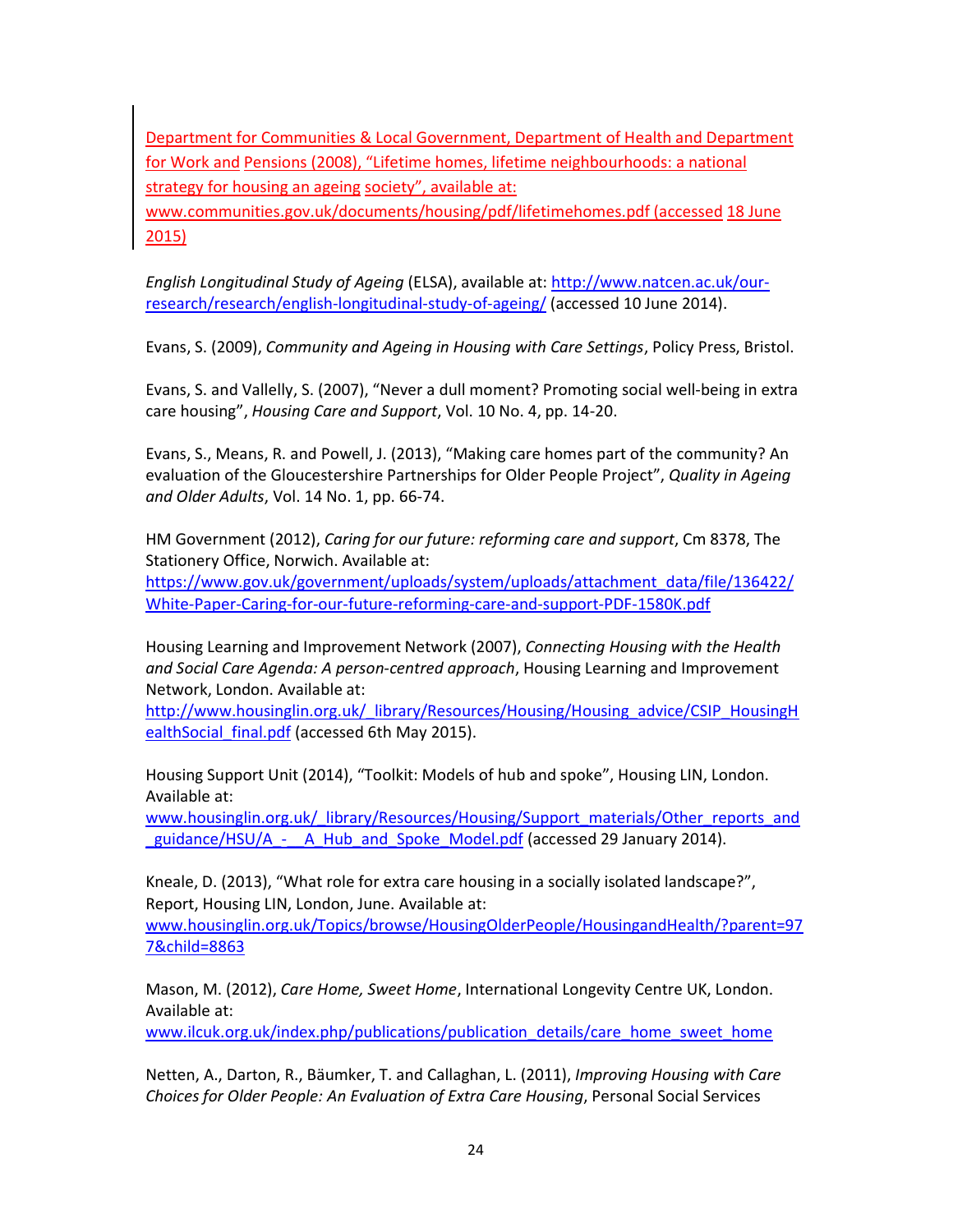Department for Communities & Local Government, Department of Health and Department for Work and Pensions (2008), “Lifetime homes, lifetime neighbourhoods: a national strategy for housing an ageing society”, available at: www.communities.gov.uk/documents/housing/pdf/lifetimehomes.pdf (accessed 18 June 2015)

*English Longitudinal Study of Ageing* (ELSA), available at: http://www.natcen.ac.uk/our-research/research/english-longitudinal-study-of-ageing/ (accessed 10 June 2014).

Evans, S. (2009), *Community and Ageing in Housing with Care Settings*, Policy Press, Bristol.

Evans, S. and Vallelly, S. (2007), “Never a dull moment? Promoting social well-being in extra care housing”, *Housing Care and Support*, Vol. 10 No. 4, pp. 14-20.

Evans, S., Means, R. and Powell, J. (2013), “Making care homes part of the community? An evaluation of the Gloucestershire Partnerships for Older People Project”, *Quality in Ageing and Older Adults*, Vol. 14 No. 1, pp. 66-74.

HM Government (2012), *Caring for our future: reforming care and support*, Cm 8378, The Stationery Office, Norwich. Available at: https://www.gov.uk/government/uploads/system/uploads/attachment_data/file/136422/White-Paper-Caring-for-our-future-reforming-care-and-support-PDF-1580K.pdf

Housing Learning and Improvement Network (2007), *Connecting Housing with the Health and Social Care Agenda: A person-centred approach*, Housing Learning and Improvement Network, London. Available at: http://www.housinglin.org.uk/_library/Resources/Housing/Housing_advice/CSIP_HousingHealthSocial_final.pdf (accessed 6th May 2015).

Housing Support Unit (2014), “Toolkit: Models of hub and spoke”, Housing LIN, London. Available at: www.housinglin.org.uk/_library/Resources/Housing/Support_materials/Other_reports_and_guidance/HSU/A_-__A_Hub_and_Spoke_Model.pdf (accessed 29 January 2014).

Kneale, D. (2013), “What role for extra care housing in a socially isolated landscape?”, Report, Housing LIN, London, June. Available at: www.housinglin.org.uk/Topics/browse/HousingOlderPeople/HousingandHealth/?parent=977&child=8863

Mason, M. (2012), *Care Home, Sweet Home*, International Longevity Centre UK, London. Available at: www.ilcuk.org.uk/index.php/publications/publication_details/care_home_sweet_home

Netten, A., Darton, R., Bäumker, T. and Callaghan, L. (2011), *Improving Housing with Care Choices for Older People: An Evaluation of Extra Care Housing*, Personal Social Services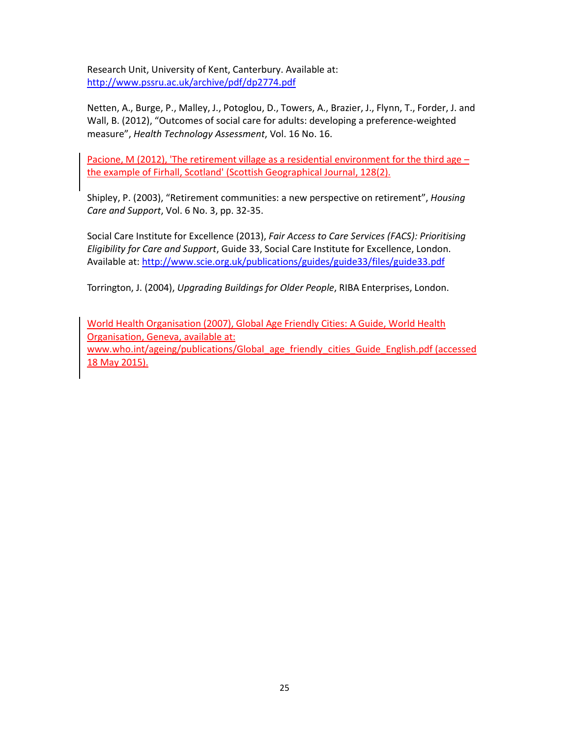Research Unit, University of Kent, Canterbury. Available at: http://www.pssru.ac.uk/archive/pdf/dp2774.pdf

Netten, A., Burge, P., Malley, J., Potoglou, D., Towers, A., Brazier, J., Flynn, T., Forder, J. and Wall, B. (2012), "Outcomes of social care for adults: developing a preference-weighted measure", *Health Technology Assessment*, Vol. 16 No. 16.

Pacione, M (2012), 'The retirement village as a residential environment for the third age – the example of Firhall, Scotland' (Scottish Geographical Journal, 128(2).

Shipley, P. (2003), "Retirement communities: a new perspective on retirement", *Housing Care and Support*, Vol. 6 No. 3, pp. 32-35.

Social Care Institute for Excellence (2013), *Fair Access to Care Services (FACS): Prioritising Eligibility for Care and Support*, Guide 33, Social Care Institute for Excellence, London. Available at: http://www.scie.org.uk/publications/guides/guide33/files/guide33.pdf

Torrington, J. (2004), *Upgrading Buildings for Older People*, RIBA Enterprises, London.

World Health Organisation (2007), Global Age Friendly Cities: A Guide, World Health Organisation, Geneva, available at: www.who.int/ageing/publications/Global_age_friendly_cities_Guide_English.pdf (accessed 18 May 2015).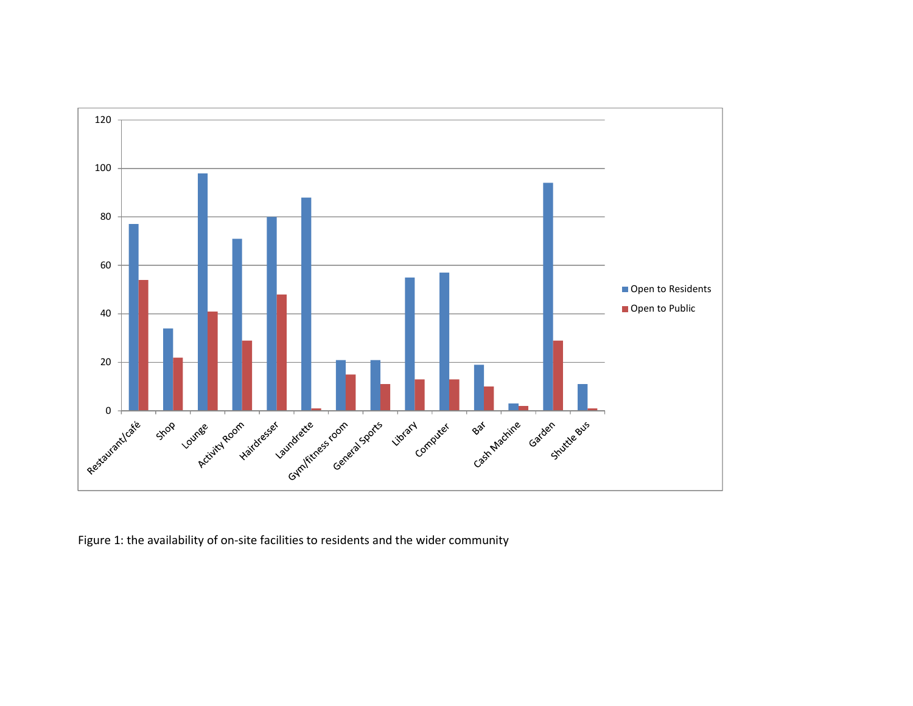120
100
80
60
40
20
0

Restaurant/café
Shop
Lounge
Activity Room
Hairdresser
Laundrette
Gym/fitness room
General Sports
Library
Computer
Bar
Cash Machine
Garden
Shuttle Bus

Open to Residents
Open to Public

Figure 1: the availability of on-site facilities to residents and the wider community